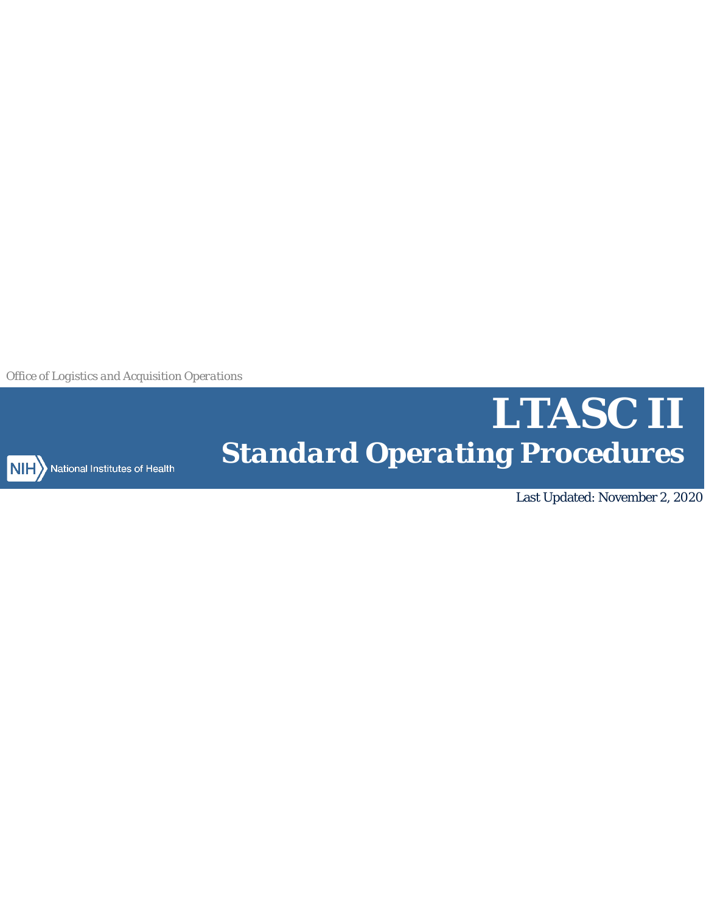Office of Logistics and Acquisition Operations

# LTASC II

## Standard Operating Procedures

NIH National Institutes of Health

Last Updated: November 2, 2020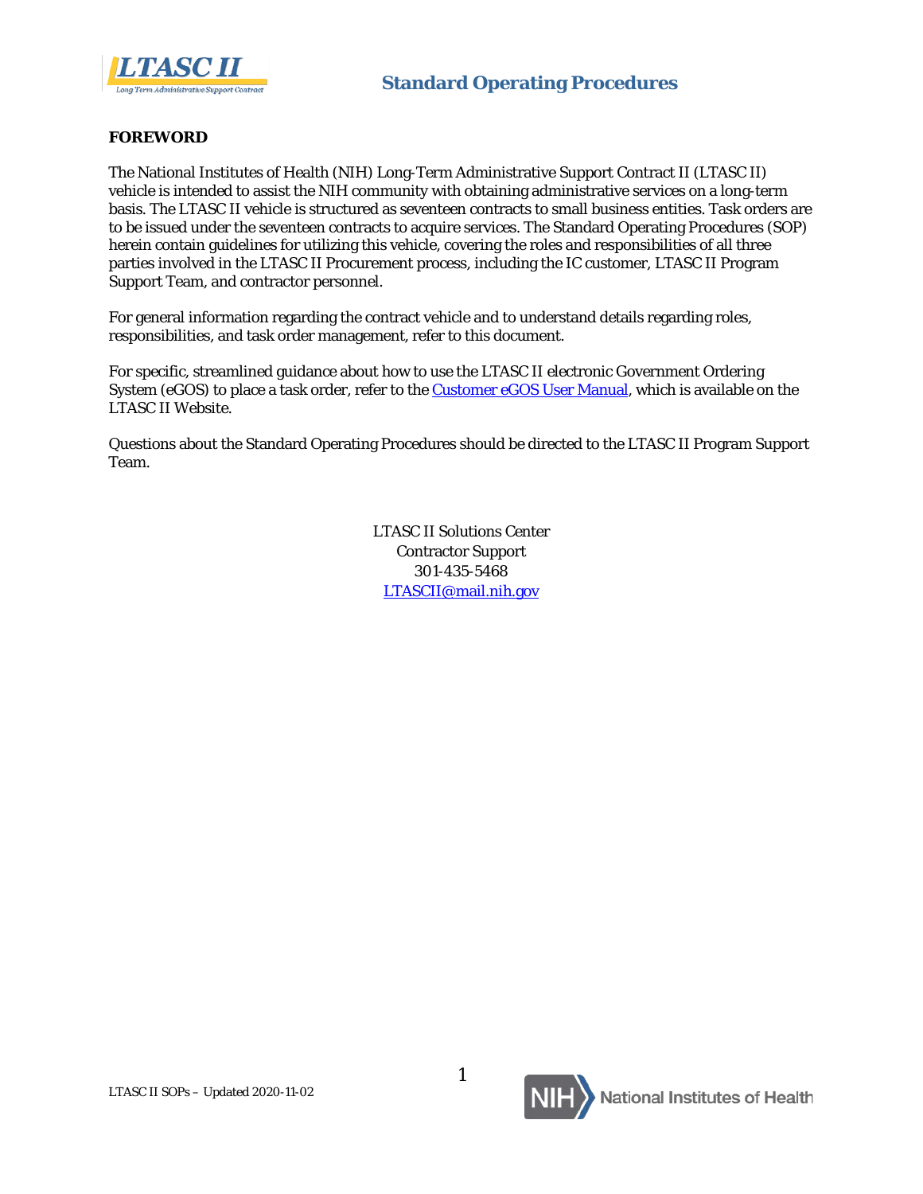## FOREWORD

The National Institutes of Health (NIH) Long-Term Administrative Support Contract II (LTASC II) vehicle is intended to assist the NIH community with obtaining administrative services on a long-term basis. The LTASC II vehicle is structured as seventeen contracts to small business entities. Task orders are to be issued under the seventeen contracts to acquire services. The Standard Operating Procedures (SOP) herein contain guidelines for utilizing this vehicle, covering the roles and responsibilities of all three parties involved in the LTASC II Procurement process, including the IC customer, LTASC II Program Support Team, and contractor personnel.

For general information regarding the contract vehicle and to understand details regarding roles, responsibilities, and task order management, refer to this document.

For specific, streamlined guidance about how to use the LTASC II electronic Government Ordering System (eGOS) to place a task order, refer to the Customer eGOS User Manual, which is available on the LTASC II Website.

Questions about the Standard Operating Procedures should be directed to the LTASC II Program Support Team.

LTASC II Solutions Center
Contractor Support
301-435-5468
LTASCII@mail.nih.gov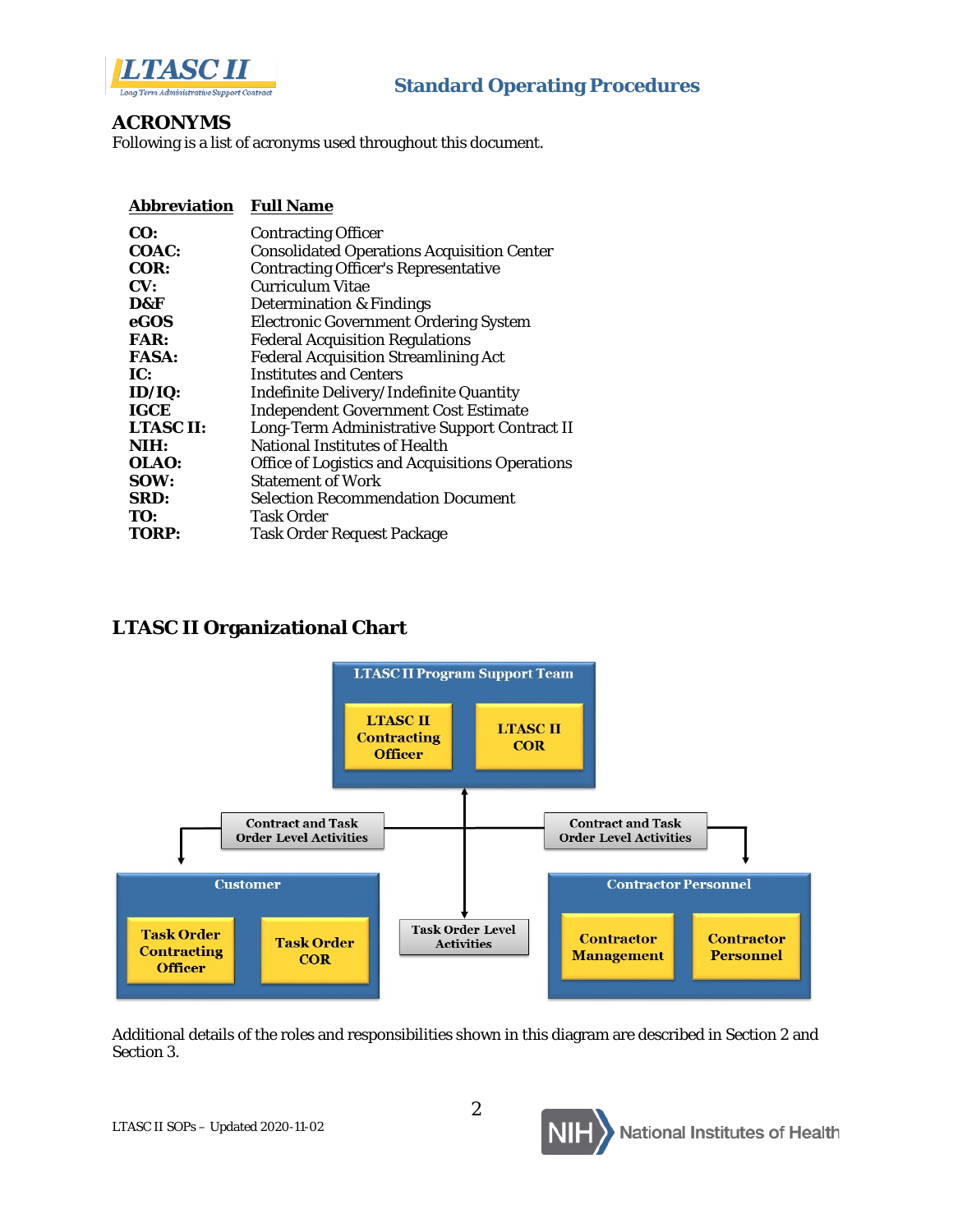## ACRONYMS

Following is a list of acronyms used throughout this document.

| Abbreviation | Full Name |
|---|---|
| **CO:** | Contracting Officer |
| **COAC:** | Consolidated Operations Acquisition Center |
| **COR:** | Contracting Officer's Representative |
| **CV:** | Curriculum Vitae |
| **D&F** | Determination & Findings |
| **eGOS** | Electronic Government Ordering System |
| **FAR:** | Federal Acquisition Regulations |
| **FASA:** | Federal Acquisition Streamlining Act |
| **IC:** | Institutes and Centers |
| **ID/IQ:** | Indefinite Delivery/Indefinite Quantity |
| **IGCE** | Independent Government Cost Estimate |
| **LTASC II:** | Long-Term Administrative Support Contract II |
| **NIH:** | National Institutes of Health |
| **OLAO:** | Office of Logistics and Acquisitions Operations |
| **SOW:** | Statement of Work |
| **SRD:** | Selection Recommendation Document |
| **TO:** | Task Order |
| **TORP:** | Task Order Request Package |

## LTASC II Organizational Chart

**LTASC II Program Support Team**
- LTASC II Contracting Officer
- LTASC II COR

Contract and Task Order Level Activities (between LTASC II Program Support Team and Customer)

Contract and Task Order Level Activities (between LTASC II Program Support Team and Contractor Personnel)

Task Order Level Activities (between Customer and Contractor Personnel)

**Customer**
- Task Order Contracting Officer
- Task Order COR

**Contractor Personnel**
- Contractor Management
- Contractor Personnel

Additional details of the roles and responsibilities shown in this diagram are described in Section 2 and Section 3.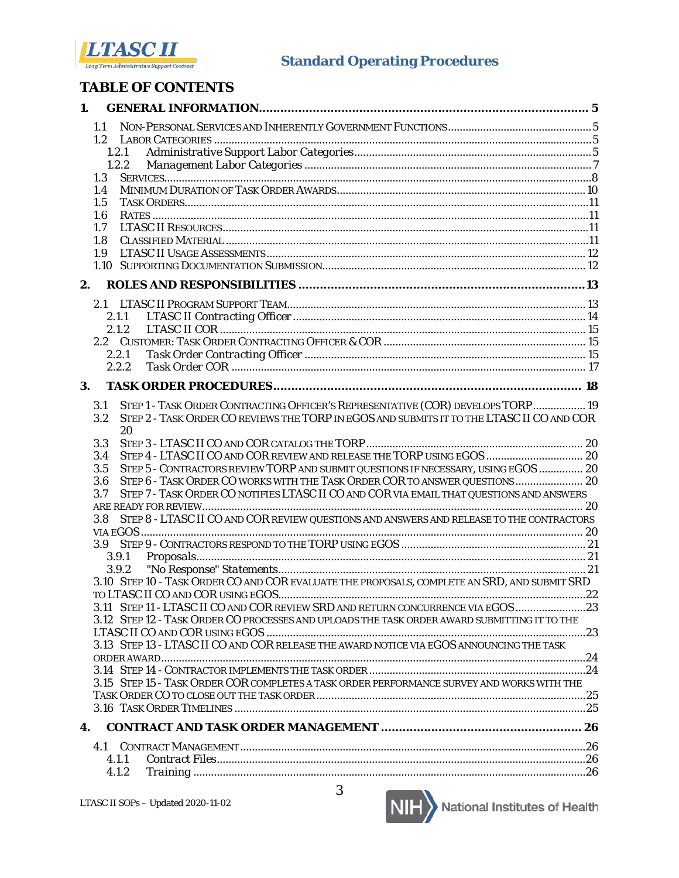# TABLE OF CONTENTS

**1. GENERAL INFORMATION ............................................................ 5**

- 1.1 NON-PERSONAL SERVICES AND INHERENTLY GOVERNMENT FUNCTIONS ............ 5
- 1.2 LABOR CATEGORIES ............ 5
  - 1.2.1 *Administrative Support Labor Categories* ............ 5
  - 1.2.2 *Management Labor Categories* ............ 7
- 1.3 SERVICES ............ 8
- 1.4 MINIMUM DURATION OF TASK ORDER AWARDS ............ 10
- 1.5 TASK ORDERS ............ 11
- 1.6 RATES ............ 11
- 1.7 LTASC II RESOURCES ............ 11
- 1.8 CLASSIFIED MATERIAL ............ 11
- 1.9 LTASC II USAGE ASSESSMENTS ............ 12
- 1.10 SUPPORTING DOCUMENTATION SUBMISSION ............ 12

**2. ROLES AND RESPONSIBILITIES ............................................................ 13**

- 2.1 LTASC II PROGRAM SUPPORT TEAM ............ 13
  - 2.1.1 *LTASC II Contracting Officer* ............ 14
  - 2.1.2 *LTASC II COR* ............ 15
- 2.2 CUSTOMER: TASK ORDER CONTRACTING OFFICER & COR ............ 15
  - 2.2.1 *Task Order Contracting Officer* ............ 15
  - 2.2.2 *Task Order COR* ............ 17

**3. TASK ORDER PROCEDURES ............................................................ 18**

- 3.1 STEP 1 - TASK ORDER CONTRACTING OFFICER'S REPRESENTATIVE (COR) DEVELOPS TORP ............ 19
- 3.2 STEP 2 - TASK ORDER CO REVIEWS THE TORP IN EGOS AND SUBMITS IT TO THE LTASC II CO AND COR ............ 20
- 3.3 STEP 3 - LTASC II CO AND COR CATALOG THE TORP ............ 20
- 3.4 STEP 4 - LTASC II CO AND COR REVIEW AND RELEASE THE TORP USING EGOS ............ 20
- 3.5 STEP 5 - CONTRACTORS REVIEW TORP AND SUBMIT QUESTIONS IF NECESSARY, USING EGOS ............ 20
- 3.6 STEP 6 - TASK ORDER CO WORKS WITH THE TASK ORDER COR TO ANSWER QUESTIONS ............ 20
- 3.7 STEP 7 - TASK ORDER CO NOTIFIES LTASC II CO AND COR VIA EMAIL THAT QUESTIONS AND ANSWERS ARE READY FOR REVIEW ............ 20
- 3.8 STEP 8 - LTASC II CO AND COR REVIEW QUESTIONS AND ANSWERS AND RELEASE TO THE CONTRACTORS VIA EGOS ............ 20
- 3.9 STEP 9 - CONTRACTORS RESPOND TO THE TORP USING EGOS ............ 21
  - 3.9.1 *Proposals* ............ 21
  - 3.9.2 *"No Response" Statements* ............ 21
- 3.10 STEP 10 - TASK ORDER CO AND COR EVALUATE THE PROPOSALS, COMPLETE AN SRD, AND SUBMIT SRD TO LTASC II CO AND COR USING EGOS ............ 22
- 3.11 STEP 11 - LTASC II CO AND COR REVIEW SRD AND RETURN CONCURRENCE VIA EGOS ............ 23
- 3.12 STEP 12 - TASK ORDER CO PROCESSES AND UPLOADS THE TASK ORDER AWARD SUBMITTING IT TO THE LTASC II CO AND COR USING EGOS ............ 23
- 3.13 STEP 13 - LTASC II CO AND COR RELEASE THE AWARD NOTICE VIA EGOS ANNOUNCING THE TASK ORDER AWARD ............ 24
- 3.14 STEP 14 - CONTRACTOR IMPLEMENTS THE TASK ORDER ............ 24
- 3.15 STEP 15 - TASK ORDER COR COMPLETES A TASK ORDER PERFORMANCE SURVEY AND WORKS WITH THE TASK ORDER CO TO CLOSE OUT THE TASK ORDER ............ 25
- 3.16 TASK ORDER TIMELINES ............ 25

**4. CONTRACT AND TASK ORDER MANAGEMENT ............................................................ 26**

- 4.1 CONTRACT MANAGEMENT ............ 26
  - 4.1.1 *Contract Files* ............ 26
  - 4.1.2 *Training* ............ 26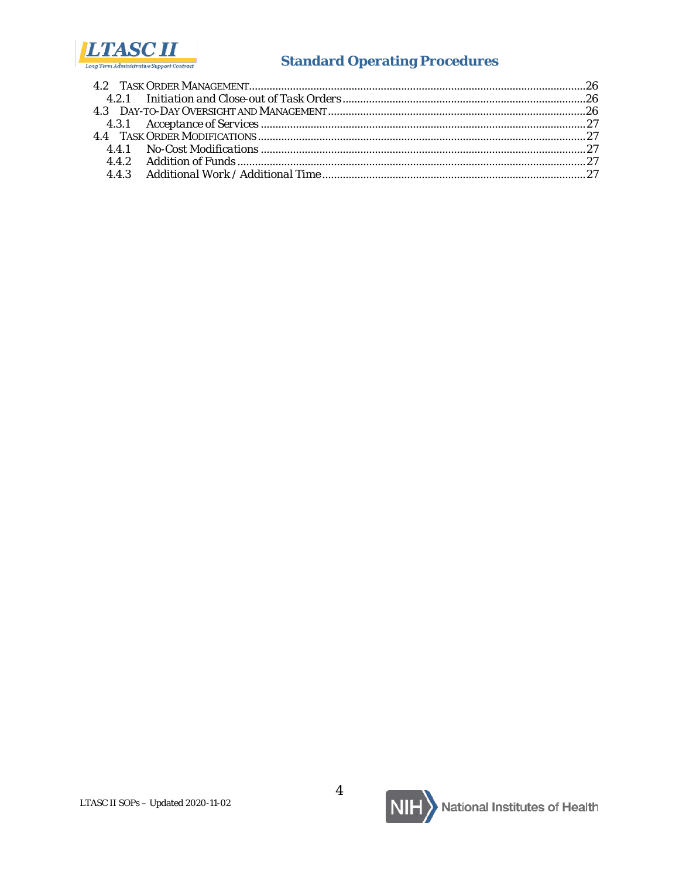- 4.2 Task Order Management ..... 26
  - 4.2.1 *Initiation and Close-out of Task Orders* ..... 26
- 4.3 Day-to-Day Oversight and Management ..... 26
  - 4.3.1 *Acceptance of Services* ..... 27
- 4.4 Task Order Modifications ..... 27
  - 4.4.1 *No-Cost Modifications* ..... 27
  - 4.4.2 *Addition of Funds* ..... 27
  - 4.4.3 *Additional Work / Additional Time* ..... 27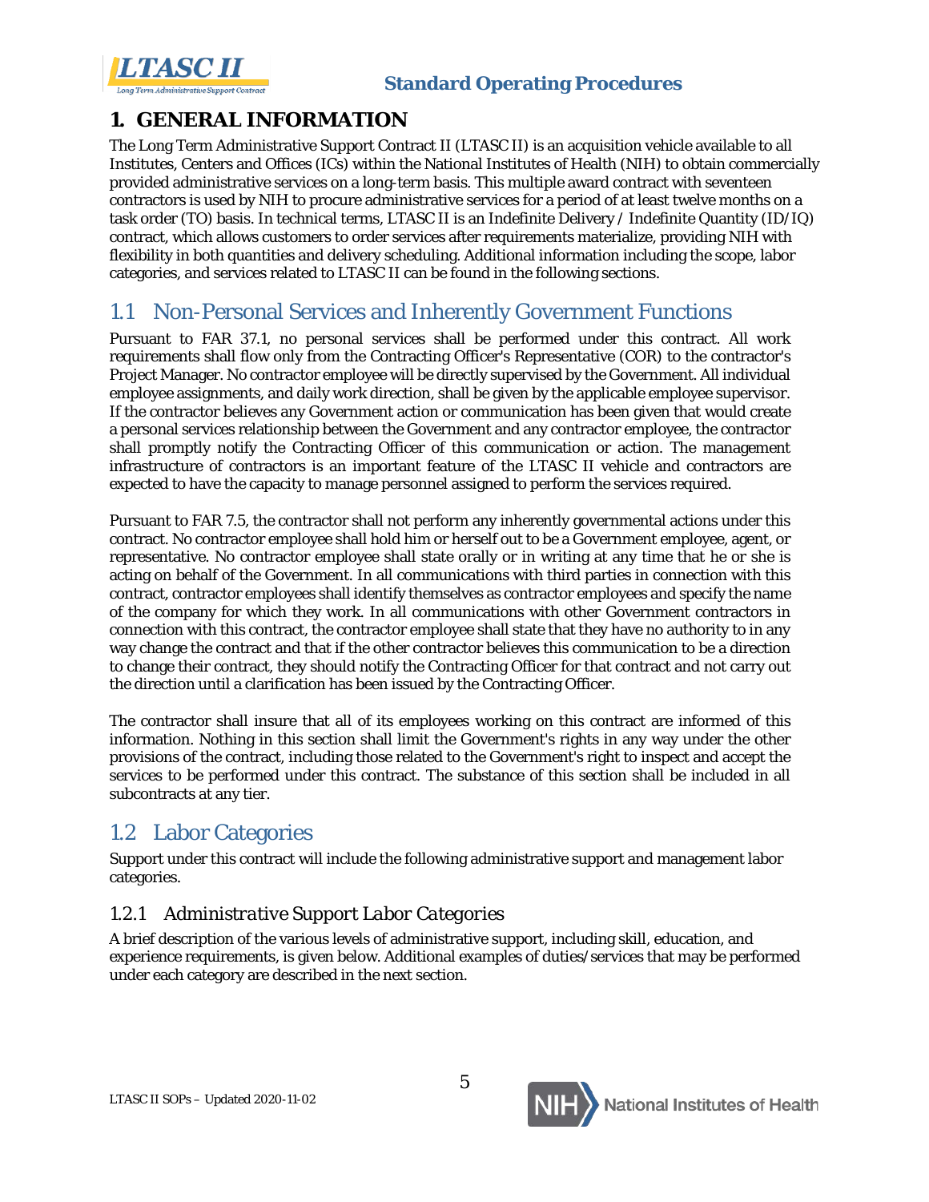# 1. GENERAL INFORMATION

The Long Term Administrative Support Contract II (LTASC II) is an acquisition vehicle available to all Institutes, Centers and Offices (ICs) within the National Institutes of Health (NIH) to obtain commercially provided administrative services on a long-term basis. This multiple award contract with seventeen contractors is used by NIH to procure administrative services for a period of at least twelve months on a task order (TO) basis. In technical terms, LTASC II is an Indefinite Delivery / Indefinite Quantity (ID/IQ) contract, which allows customers to order services after requirements materialize, providing NIH with flexibility in both quantities and delivery scheduling. Additional information including the scope, labor categories, and services related to LTASC II can be found in the following sections.

## 1.1 Non-Personal Services and Inherently Government Functions

Pursuant to FAR 37.1, no personal services shall be performed under this contract. All work requirements shall flow only from the Contracting Officer's Representative (COR) to the contractor's Project Manager. No contractor employee will be directly supervised by the Government. All individual employee assignments, and daily work direction, shall be given by the applicable employee supervisor. If the contractor believes any Government action or communication has been given that would create a personal services relationship between the Government and any contractor employee, the contractor shall promptly notify the Contracting Officer of this communication or action. The management infrastructure of contractors is an important feature of the LTASC II vehicle and contractors are expected to have the capacity to manage personnel assigned to perform the services required.

Pursuant to FAR 7.5, the contractor shall not perform any inherently governmental actions under this contract. No contractor employee shall hold him or herself out to be a Government employee, agent, or representative. No contractor employee shall state orally or in writing at any time that he or she is acting on behalf of the Government. In all communications with third parties in connection with this contract, contractor employees shall identify themselves as contractor employees and specify the name of the company for which they work. In all communications with other Government contractors in connection with this contract, the contractor employee shall state that they have no authority to in any way change the contract and that if the other contractor believes this communication to be a direction to change their contract, they should notify the Contracting Officer for that contract and not carry out the direction until a clarification has been issued by the Contracting Officer.

The contractor shall insure that all of its employees working on this contract are informed of this information. Nothing in this section shall limit the Government's rights in any way under the other provisions of the contract, including those related to the Government's right to inspect and accept the services to be performed under this contract. The substance of this section shall be included in all subcontracts at any tier.

## 1.2 Labor Categories

Support under this contract will include the following administrative support and management labor categories.

### 1.2.1 *Administrative Support Labor Categories*

A brief description of the various levels of administrative support, including skill, education, and experience requirements, is given below. Additional examples of duties/services that may be performed under each category are described in the next section.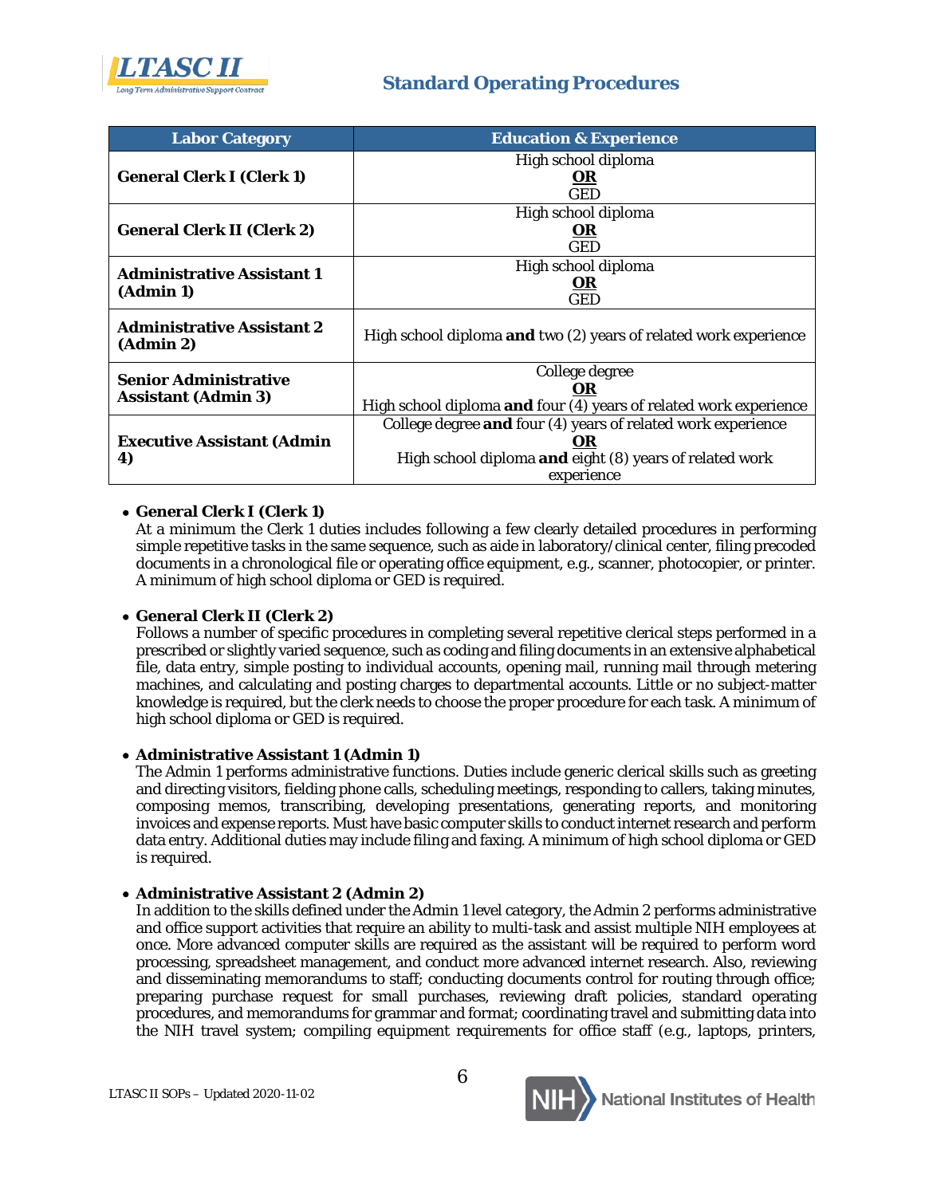| Labor Category | Education & Experience |
|---|---|
| **General Clerk I (Clerk 1)** | High school diploma **OR** GED |
| **General Clerk II (Clerk 2)** | High school diploma **OR** GED |
| **Administrative Assistant 1 (Admin 1)** | High school diploma **OR** GED |
| **Administrative Assistant 2 (Admin 2)** | High school diploma **and** two (2) years of related work experience |
| **Senior Administrative Assistant (Admin 3)** | College degree **OR** High school diploma **and** four (4) years of related work experience |
| **Executive Assistant (Admin 4)** | College degree **and** four (4) years of related work experience **OR** High school diploma **and** eight (8) years of related work experience |

- **General Clerk I (Clerk 1)**
  At a minimum the Clerk 1 duties includes following a few clearly detailed procedures in performing simple repetitive tasks in the same sequence, such as aide in laboratory/clinical center, filing precoded documents in a chronological file or operating office equipment, e.g., scanner, photocopier, or printer. A minimum of high school diploma or GED is required.

- **General Clerk II (Clerk 2)**
  Follows a number of specific procedures in completing several repetitive clerical steps performed in a prescribed or slightly varied sequence, such as coding and filing documents in an extensive alphabetical file, data entry, simple posting to individual accounts, opening mail, running mail through metering machines, and calculating and posting charges to departmental accounts. Little or no subject-matter knowledge is required, but the clerk needs to choose the proper procedure for each task. A minimum of high school diploma or GED is required.

- **Administrative Assistant 1 (Admin 1)**
  The Admin 1 performs administrative functions. Duties include generic clerical skills such as greeting and directing visitors, fielding phone calls, scheduling meetings, responding to callers, taking minutes, composing memos, transcribing, developing presentations, generating reports, and monitoring invoices and expense reports. Must have basic computer skills to conduct internet research and perform data entry. Additional duties may include filing and faxing. A minimum of high school diploma or GED is required.

- **Administrative Assistant 2 (Admin 2)**
  In addition to the skills defined under the Admin 1 level category, the Admin 2 performs administrative and office support activities that require an ability to multi-task and assist multiple NIH employees at once. More advanced computer skills are required as the assistant will be required to perform word processing, spreadsheet management, and conduct more advanced internet research. Also, reviewing and disseminating memorandums to staff; conducting documents control for routing through office; preparing purchase request for small purchases, reviewing draft policies, standard operating procedures, and memorandums for grammar and format; coordinating travel and submitting data into the NIH travel system; compiling equipment requirements for office staff (e.g., laptops, printers,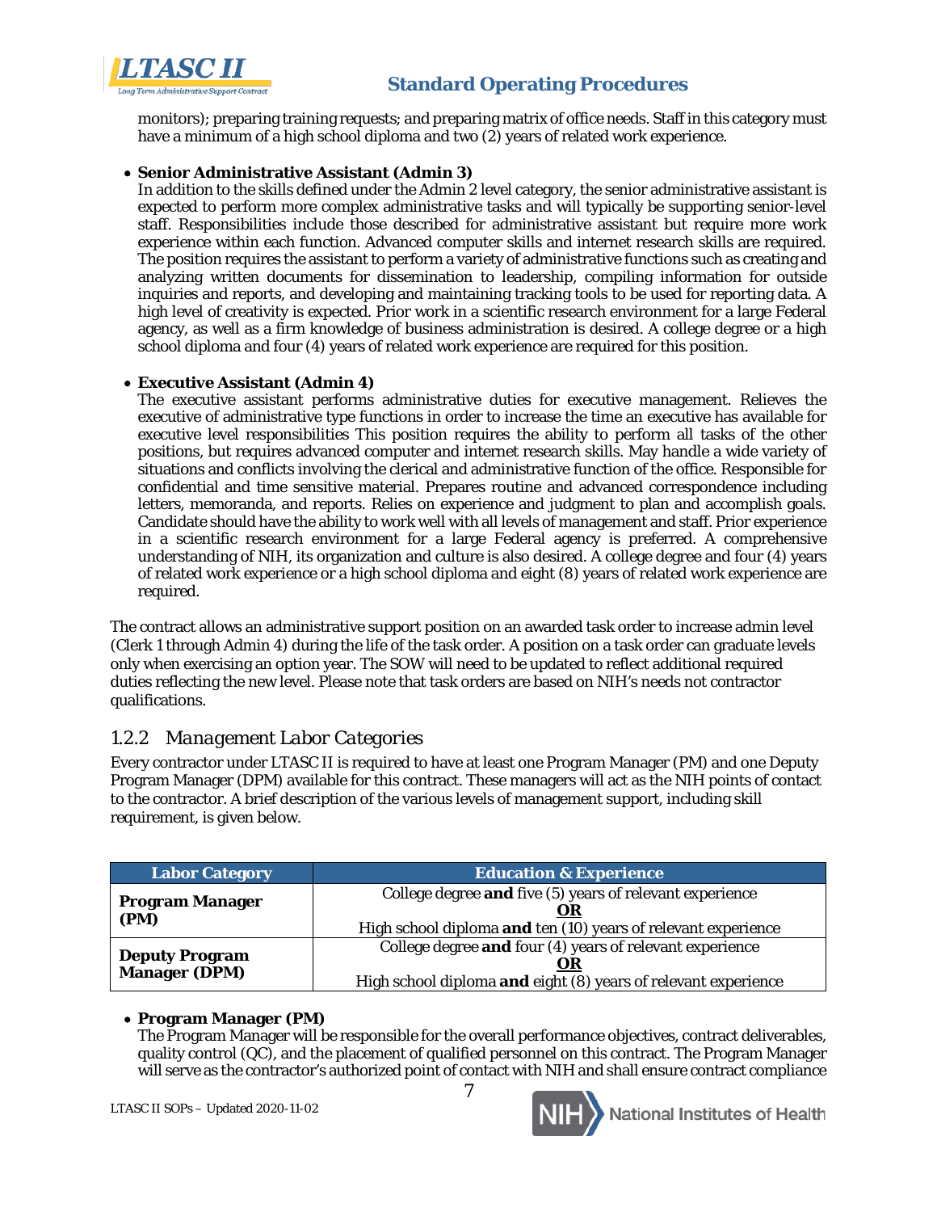monitors); preparing training requests; and preparing matrix of office needs. Staff in this category must have a minimum of a high school diploma and two (2) years of related work experience.

- **Senior Administrative Assistant (Admin 3)**
  In addition to the skills defined under the Admin 2 level category, the senior administrative assistant is expected to perform more complex administrative tasks and will typically be supporting senior-level staff. Responsibilities include those described for administrative assistant but require more work experience within each function. Advanced computer skills and internet research skills are required. The position requires the assistant to perform a variety of administrative functions such as creating and analyzing written documents for dissemination to leadership, compiling information for outside inquiries and reports, and developing and maintaining tracking tools to be used for reporting data. A high level of creativity is expected. Prior work in a scientific research environment for a large Federal agency, as well as a firm knowledge of business administration is desired. A college degree or a high school diploma and four (4) years of related work experience are required for this position.

- **Executive Assistant (Admin 4)**
  The executive assistant performs administrative duties for executive management. Relieves the executive of administrative type functions in order to increase the time an executive has available for executive level responsibilities This position requires the ability to perform all tasks of the other positions, but requires advanced computer and internet research skills. May handle a wide variety of situations and conflicts involving the clerical and administrative function of the office. Responsible for confidential and time sensitive material. Prepares routine and advanced correspondence including letters, memoranda, and reports. Relies on experience and judgment to plan and accomplish goals. Candidate should have the ability to work well with all levels of management and staff. Prior experience in a scientific research environment for a large Federal agency is preferred. A comprehensive understanding of NIH, its organization and culture is also desired. A college degree and four (4) years of related work experience or a high school diploma and eight (8) years of related work experience are required.

The contract allows an administrative support position on an awarded task order to increase admin level (Clerk 1 through Admin 4) during the life of the task order. A position on a task order can graduate levels only when exercising an option year. The SOW will need to be updated to reflect additional required duties reflecting the new level. Please note that task orders are based on NIH's needs not contractor qualifications.

### *1.2.2 Management Labor Categories*

Every contractor under LTASC II is required to have at least one Program Manager (PM) and one Deputy Program Manager (DPM) available for this contract. These managers will act as the NIH points of contact to the contractor. A brief description of the various levels of management support, including skill requirement, is given below.

| Labor Category | Education & Experience |
|---|---|
| **Program Manager (PM)** | College degree **and** five (5) years of relevant experience <br> **OR** <br> High school diploma **and** ten (10) years of relevant experience |
| **Deputy Program Manager (DPM)** | College degree **and** four (4) years of relevant experience <br> **OR** <br> High school diploma **and** eight (8) years of relevant experience |

- **Program Manager (PM)**
  The Program Manager will be responsible for the overall performance objectives, contract deliverables, quality control (QC), and the placement of qualified personnel on this contract. The Program Manager will serve as the contractor's authorized point of contact with NIH and shall ensure contract compliance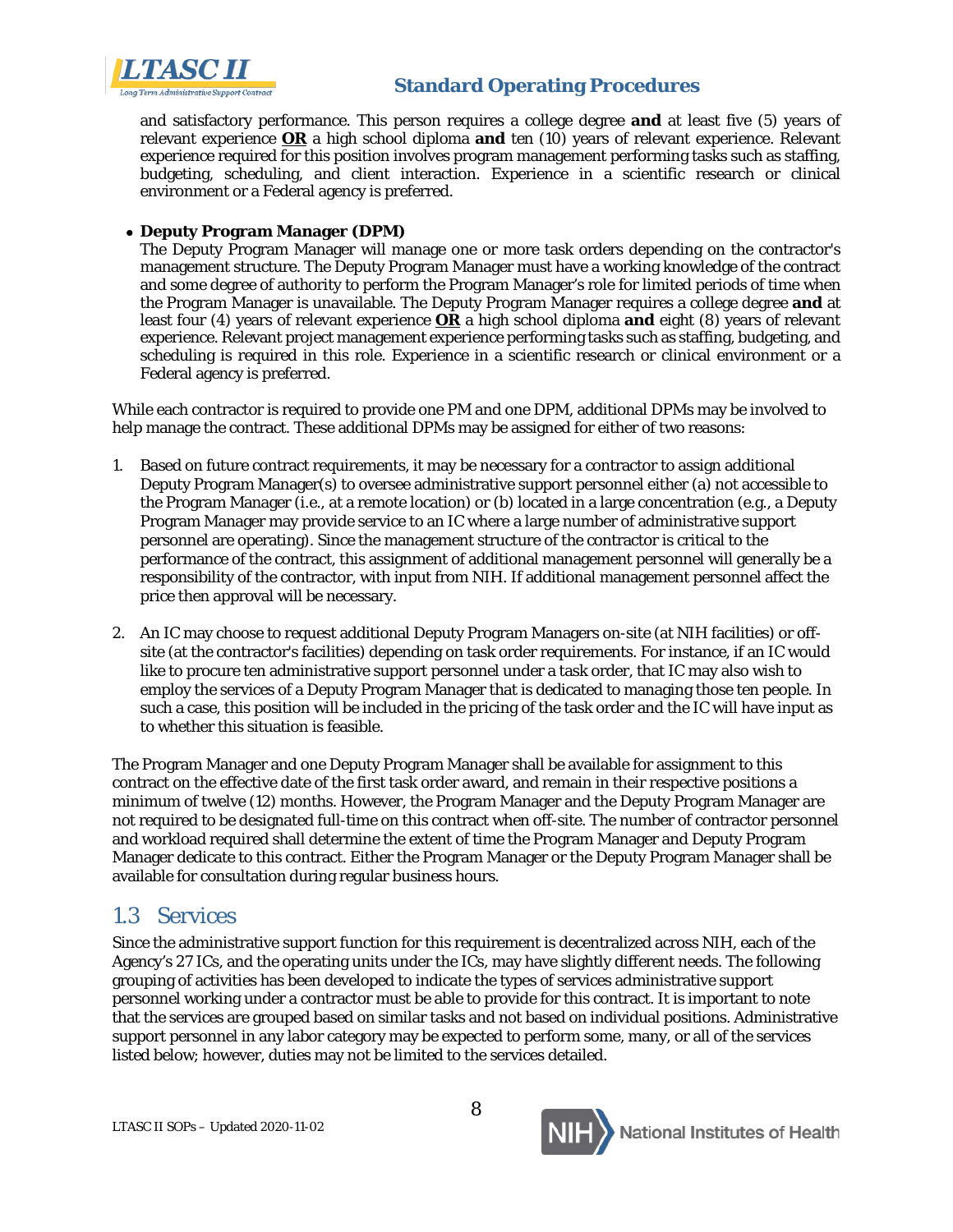and satisfactory performance. This person requires a college degree **and** at least five (5) years of relevant experience **OR** a high school diploma **and** ten (10) years of relevant experience. Relevant experience required for this position involves program management performing tasks such as staffing, budgeting, scheduling, and client interaction. Experience in a scientific research or clinical environment or a Federal agency is preferred.

- **Deputy Program Manager (DPM)**
  The Deputy Program Manager will manage one or more task orders depending on the contractor's management structure. The Deputy Program Manager must have a working knowledge of the contract and some degree of authority to perform the Program Manager's role for limited periods of time when the Program Manager is unavailable. The Deputy Program Manager requires a college degree **and** at least four (4) years of relevant experience **OR** a high school diploma **and** eight (8) years of relevant experience. Relevant project management experience performing tasks such as staffing, budgeting, and scheduling is required in this role. Experience in a scientific research or clinical environment or a Federal agency is preferred.

While each contractor is required to provide one PM and one DPM, additional DPMs may be involved to help manage the contract. These additional DPMs may be assigned for either of two reasons:

1. Based on future contract requirements, it may be necessary for a contractor to assign additional Deputy Program Manager(s) to oversee administrative support personnel either (a) not accessible to the Program Manager (i.e., at a remote location) or (b) located in a large concentration (e.g., a Deputy Program Manager may provide service to an IC where a large number of administrative support personnel are operating). Since the management structure of the contractor is critical to the performance of the contract, this assignment of additional management personnel will generally be a responsibility of the contractor, with input from NIH. If additional management personnel affect the price then approval will be necessary.

2. An IC may choose to request additional Deputy Program Managers on-site (at NIH facilities) or off-site (at the contractor's facilities) depending on task order requirements. For instance, if an IC would like to procure ten administrative support personnel under a task order, that IC may also wish to employ the services of a Deputy Program Manager that is dedicated to managing those ten people. In such a case, this position will be included in the pricing of the task order and the IC will have input as to whether this situation is feasible.

The Program Manager and one Deputy Program Manager shall be available for assignment to this contract on the effective date of the first task order award, and remain in their respective positions a minimum of twelve (12) months. However, the Program Manager and the Deputy Program Manager are not required to be designated full-time on this contract when off-site. The number of contractor personnel and workload required shall determine the extent of time the Program Manager and Deputy Program Manager dedicate to this contract. Either the Program Manager or the Deputy Program Manager shall be available for consultation during regular business hours.

## 1.3 Services

Since the administrative support function for this requirement is decentralized across NIH, each of the Agency's 27 ICs, and the operating units under the ICs, may have slightly different needs. The following grouping of activities has been developed to indicate the types of services administrative support personnel working under a contractor must be able to provide for this contract. It is important to note that the services are grouped based on similar tasks and not based on individual positions. Administrative support personnel in any labor category may be expected to perform some, many, or all of the services listed below; however, duties may not be limited to the services detailed.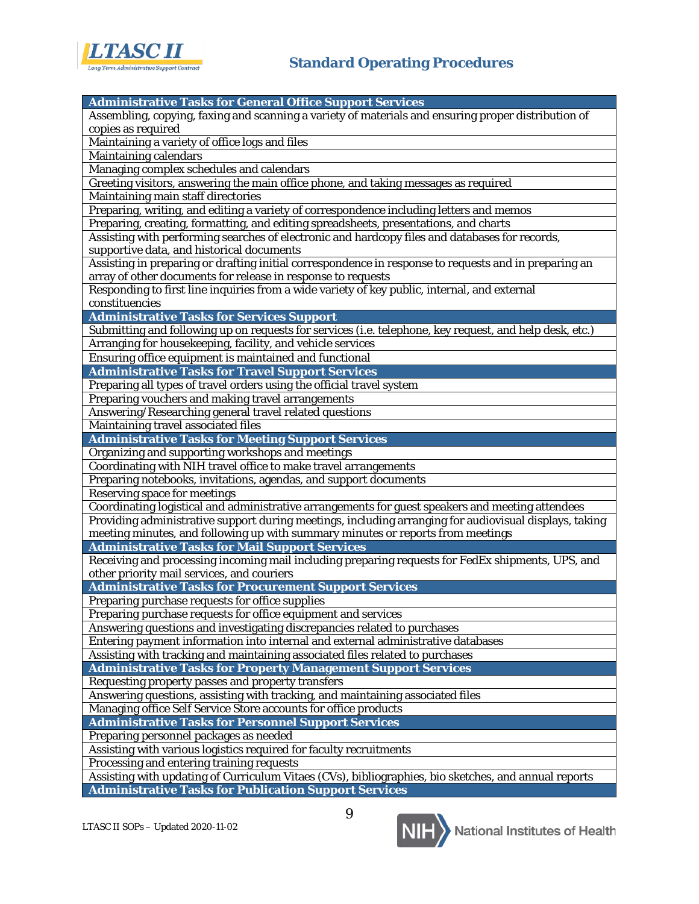| Administrative Tasks for General Office Support Services |
|---|
| Assembling, copying, faxing and scanning a variety of materials and ensuring proper distribution of copies as required |
| Maintaining a variety of office logs and files |
| Maintaining calendars |
| Managing complex schedules and calendars |
| Greeting visitors, answering the main office phone, and taking messages as required |
| Maintaining main staff directories |
| Preparing, writing, and editing a variety of correspondence including letters and memos |
| Preparing, creating, formatting, and editing spreadsheets, presentations, and charts |
| Assisting with performing searches of electronic and hardcopy files and databases for records, supportive data, and historical documents |
| Assisting in preparing or drafting initial correspondence in response to requests and in preparing an array of other documents for release in response to requests |
| Responding to first line inquiries from a wide variety of key public, internal, and external constituencies |
| **Administrative Tasks for Services Support** |
| Submitting and following up on requests for services (i.e. telephone, key request, and help desk, etc.) |
| Arranging for housekeeping, facility, and vehicle services |
| Ensuring office equipment is maintained and functional |
| **Administrative Tasks for Travel Support Services** |
| Preparing all types of travel orders using the official travel system |
| Preparing vouchers and making travel arrangements |
| Answering/Researching general travel related questions |
| Maintaining travel associated files |
| **Administrative Tasks for Meeting Support Services** |
| Organizing and supporting workshops and meetings |
| Coordinating with NIH travel office to make travel arrangements |
| Preparing notebooks, invitations, agendas, and support documents |
| Reserving space for meetings |
| Coordinating logistical and administrative arrangements for guest speakers and meeting attendees |
| Providing administrative support during meetings, including arranging for audiovisual displays, taking meeting minutes, and following up with summary minutes or reports from meetings |
| **Administrative Tasks for Mail Support Services** |
| Receiving and processing incoming mail including preparing requests for FedEx shipments, UPS, and other priority mail services, and couriers |
| **Administrative Tasks for Procurement Support Services** |
| Preparing purchase requests for office supplies |
| Preparing purchase requests for office equipment and services |
| Answering questions and investigating discrepancies related to purchases |
| Entering payment information into internal and external administrative databases |
| Assisting with tracking and maintaining associated files related to purchases |
| **Administrative Tasks for Property Management Support Services** |
| Requesting property passes and property transfers |
| Answering questions, assisting with tracking, and maintaining associated files |
| Managing office Self Service Store accounts for office products |
| **Administrative Tasks for Personnel Support Services** |
| Preparing personnel packages as needed |
| Assisting with various logistics required for faculty recruitments |
| Processing and entering training requests |
| Assisting with updating of Curriculum Vitaes (CVs), bibliographies, bio sketches, and annual reports |
| **Administrative Tasks for Publication Support Services** |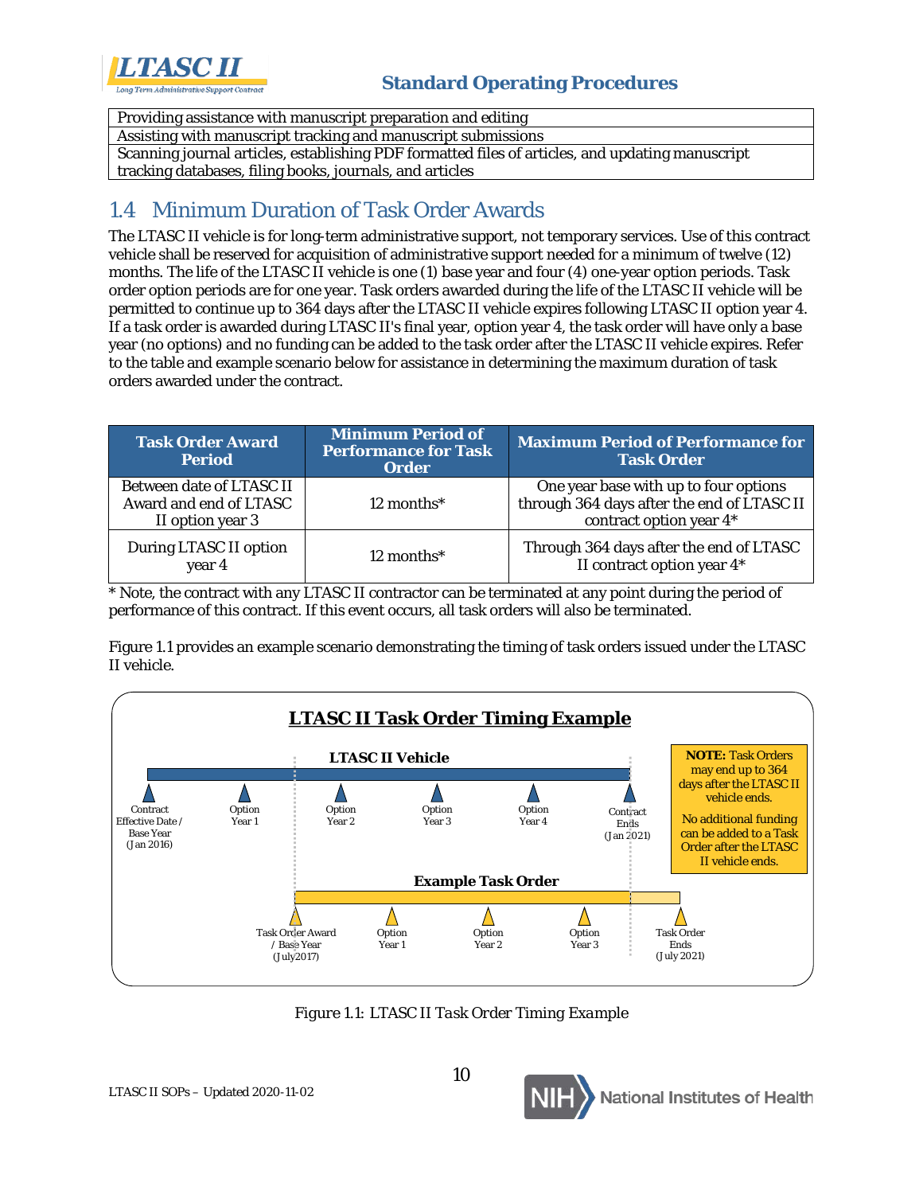| Providing assistance with manuscript preparation and editing |
|---|
| Assisting with manuscript tracking and manuscript submissions |
| Scanning journal articles, establishing PDF formatted files of articles, and updating manuscript tracking databases, filing books, journals, and articles |

## 1.4 Minimum Duration of Task Order Awards

The LTASC II vehicle is for long-term administrative support, not temporary services. Use of this contract vehicle shall be reserved for acquisition of administrative support needed for a minimum of twelve (12) months. The life of the LTASC II vehicle is one (1) base year and four (4) one-year option periods. Task order option periods are for one year. Task orders awarded during the life of the LTASC II vehicle will be permitted to continue up to 364 days after the LTASC II vehicle expires following LTASC II option year 4. If a task order is awarded during LTASC II's final year, option year 4, the task order will have only a base year (no options) and no funding can be added to the task order after the LTASC II vehicle expires. Refer to the table and example scenario below for assistance in determining the maximum duration of task orders awarded under the contract.

| Task Order Award Period | Minimum Period of Performance for Task Order | Maximum Period of Performance for Task Order |
|---|---|---|
| Between date of LTASC II Award and end of LTASC II option year 3 | 12 months* | One year base with up to four options through 364 days after the end of LTASC II contract option year 4* |
| During LTASC II option year 4 | 12 months* | Through 364 days after the end of LTASC II contract option year 4* |

* Note, the contract with any LTASC II contractor can be terminated at any point during the period of performance of this contract. If this event occurs, all task orders will also be terminated.

Figure 1.1 provides an example scenario demonstrating the timing of task orders issued under the LTASC II vehicle.

**LTASC II Task Order Timing Example**

**LTASC II Vehicle**

Contract Effective Date / Base Year (Jan 2016) — Option Year 1 — Option Year 2 — Option Year 3 — Option Year 4 — Contract Ends (Jan 2021)

**Example Task Order**

Task Order Award / Base Year (July2017) — Option Year 1 — Option Year 2 — Option Year 3 — Task Order Ends (July 2021)

**NOTE:** Task Orders may end up to 364 days after the LTASC II vehicle ends.

No additional funding can be added to a Task Order after the LTASC II vehicle ends.

*Figure 1.1: LTASC II Task Order Timing Example*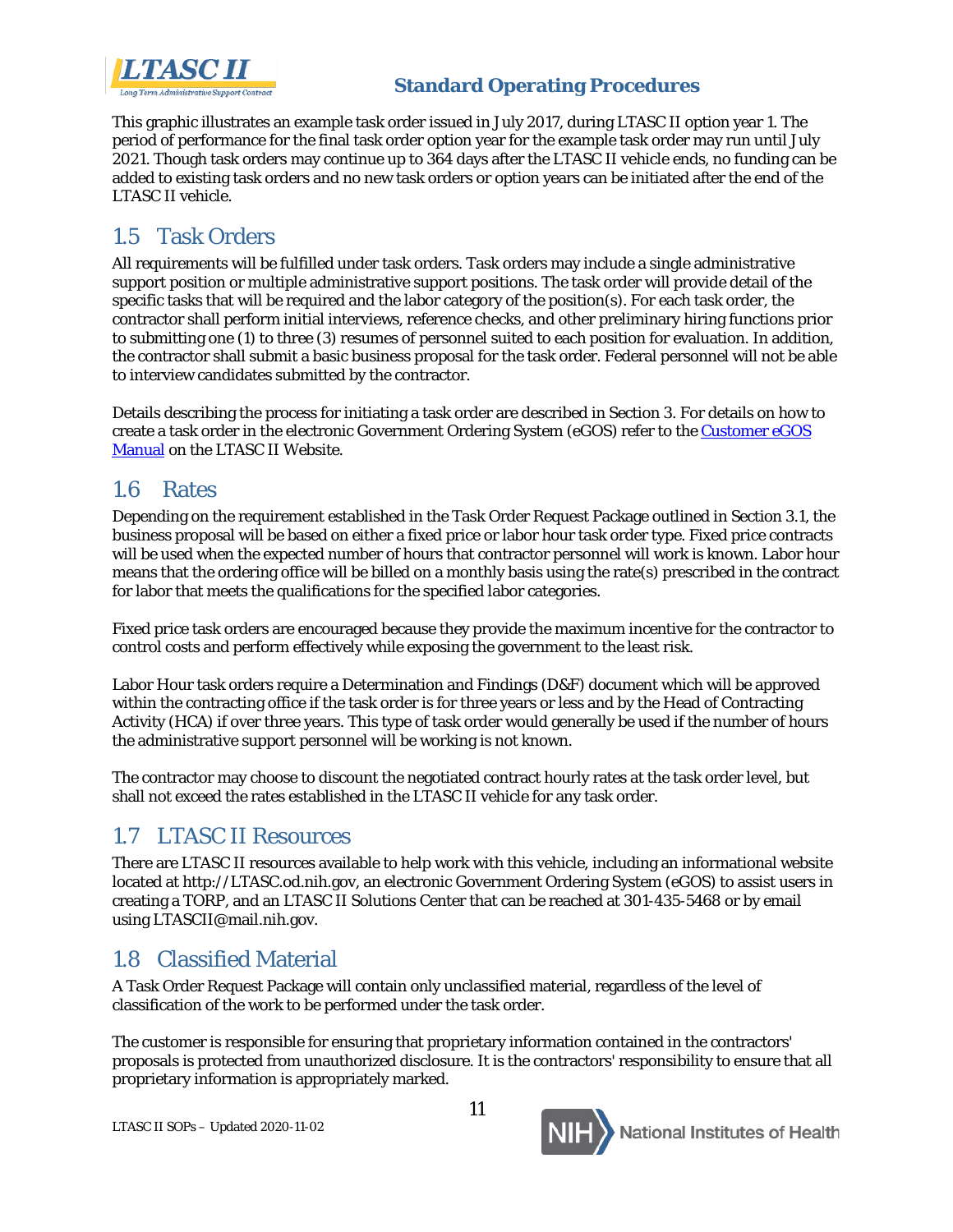This graphic illustrates an example task order issued in July 2017, during LTASC II option year 1. The period of performance for the final task order option year for the example task order may run until July 2021. Though task orders may continue up to 364 days after the LTASC II vehicle ends, no funding can be added to existing task orders and no new task orders or option years can be initiated after the end of the LTASC II vehicle.

## 1.5 Task Orders

All requirements will be fulfilled under task orders. Task orders may include a single administrative support position or multiple administrative support positions. The task order will provide detail of the specific tasks that will be required and the labor category of the position(s). For each task order, the contractor shall perform initial interviews, reference checks, and other preliminary hiring functions prior to submitting one (1) to three (3) resumes of personnel suited to each position for evaluation. In addition, the contractor shall submit a basic business proposal for the task order. Federal personnel will not be able to interview candidates submitted by the contractor.

Details describing the process for initiating a task order are described in Section 3. For details on how to create a task order in the electronic Government Ordering System (eGOS) refer to the Customer eGOS Manual on the LTASC II Website.

## 1.6 Rates

Depending on the requirement established in the Task Order Request Package outlined in Section 3.1, the business proposal will be based on either a fixed price or labor hour task order type. Fixed price contracts will be used when the expected number of hours that contractor personnel will work is known. Labor hour means that the ordering office will be billed on a monthly basis using the rate(s) prescribed in the contract for labor that meets the qualifications for the specified labor categories.

Fixed price task orders are encouraged because they provide the maximum incentive for the contractor to control costs and perform effectively while exposing the government to the least risk.

Labor Hour task orders require a Determination and Findings (D&F) document which will be approved within the contracting office if the task order is for three years or less and by the Head of Contracting Activity (HCA) if over three years. This type of task order would generally be used if the number of hours the administrative support personnel will be working is not known.

The contractor may choose to discount the negotiated contract hourly rates at the task order level, but shall not exceed the rates established in the LTASC II vehicle for any task order.

## 1.7 LTASC II Resources

There are LTASC II resources available to help work with this vehicle, including an informational website located at http://LTASC.od.nih.gov, an electronic Government Ordering System (eGOS) to assist users in creating a TORP, and an LTASC II Solutions Center that can be reached at 301-435-5468 or by email using LTASCII@mail.nih.gov.

## 1.8 Classified Material

A Task Order Request Package will contain only unclassified material, regardless of the level of classification of the work to be performed under the task order.

The customer is responsible for ensuring that proprietary information contained in the contractors' proposals is protected from unauthorized disclosure. It is the contractors' responsibility to ensure that all proprietary information is appropriately marked.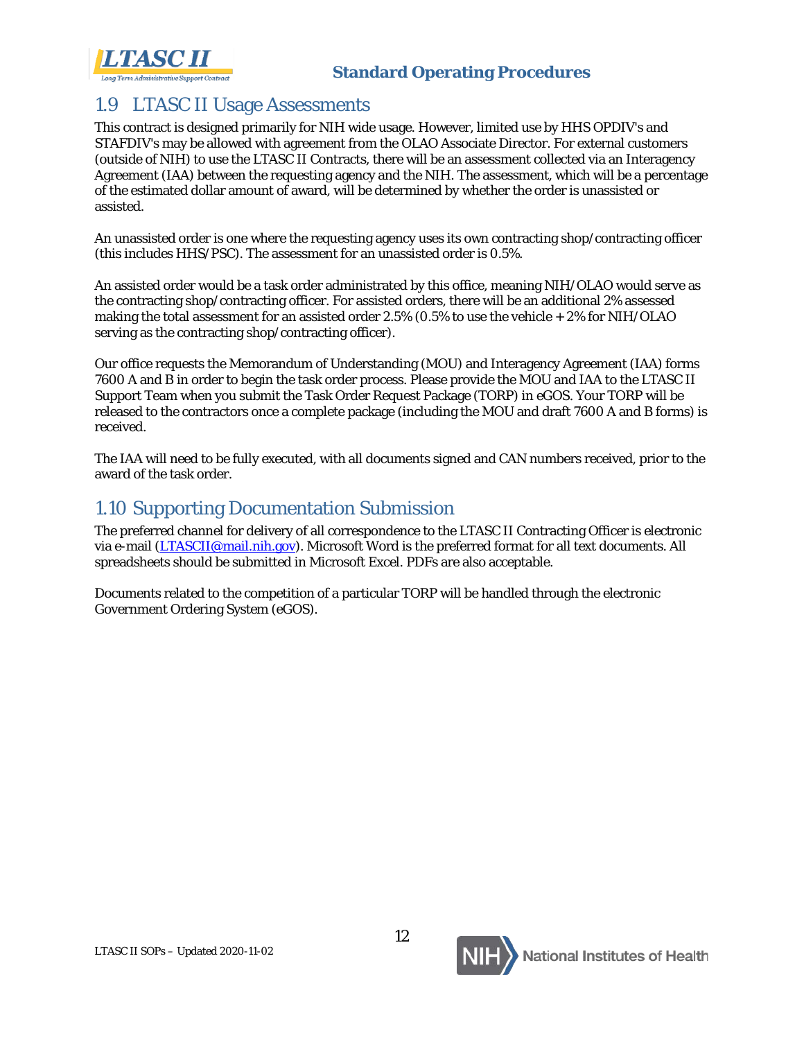## 1.9 LTASC II Usage Assessments

This contract is designed primarily for NIH wide usage. However, limited use by HHS OPDIV's and STAFDIV's may be allowed with agreement from the OLAO Associate Director. For external customers (outside of NIH) to use the LTASC II Contracts, there will be an assessment collected via an Interagency Agreement (IAA) between the requesting agency and the NIH. The assessment, which will be a percentage of the estimated dollar amount of award, will be determined by whether the order is unassisted or assisted.

An unassisted order is one where the requesting agency uses its own contracting shop/contracting officer (this includes HHS/PSC). The assessment for an unassisted order is 0.5%.

An assisted order would be a task order administrated by this office, meaning NIH/OLAO would serve as the contracting shop/contracting officer. For assisted orders, there will be an additional 2% assessed making the total assessment for an assisted order 2.5% (0.5% to use the vehicle + 2% for NIH/OLAO serving as the contracting shop/contracting officer).

Our office requests the Memorandum of Understanding (MOU) and Interagency Agreement (IAA) forms 7600 A and B in order to begin the task order process. Please provide the MOU and IAA to the LTASC II Support Team when you submit the Task Order Request Package (TORP) in eGOS. Your TORP will be released to the contractors once a complete package (including the MOU and draft 7600 A and B forms) is received.

The IAA will need to be fully executed, with all documents signed and CAN numbers received, prior to the award of the task order.

## 1.10 Supporting Documentation Submission

The preferred channel for delivery of all correspondence to the LTASC II Contracting Officer is electronic via e-mail (LTASCII@mail.nih.gov). Microsoft Word is the preferred format for all text documents. All spreadsheets should be submitted in Microsoft Excel. PDFs are also acceptable.

Documents related to the competition of a particular TORP will be handled through the electronic Government Ordering System (eGOS).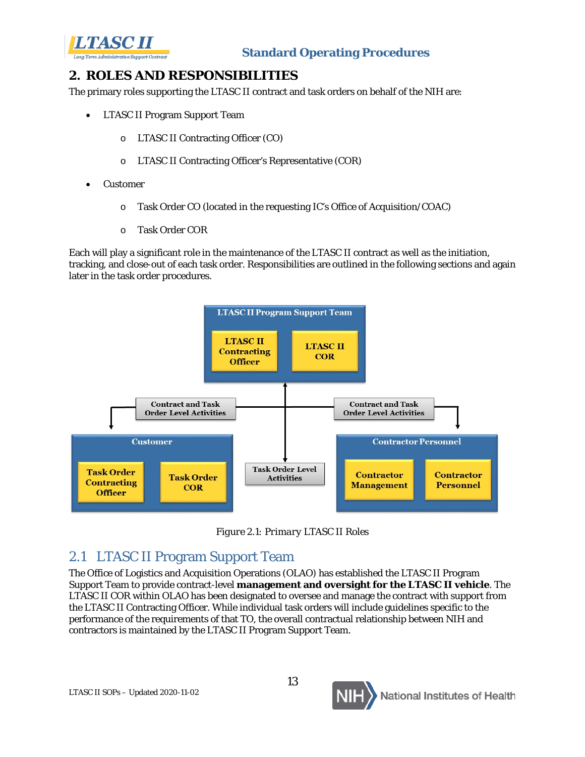## 2. ROLES AND RESPONSIBILITIES

The primary roles supporting the LTASC II contract and task orders on behalf of the NIH are:

- LTASC II Program Support Team
  - LTASC II Contracting Officer (CO)
  - LTASC II Contracting Officer's Representative (COR)
- Customer
  - Task Order CO (located in the requesting IC's Office of Acquisition/COAC)
  - Task Order COR

Each will play a significant role in the maintenance of the LTASC II contract as well as the initiation, tracking, and close-out of each task order. Responsibilities are outlined in the following sections and again later in the task order procedures.

LTASC II Program Support Team

LTASC II Contracting Officer

LTASC II COR

Contract and Task Order Level Activities

Contract and Task Order Level Activities

Customer

Task Order Contracting Officer

Task Order COR

Task Order Level Activities

Contractor Personnel

Contractor Management

Contractor Personnel

Figure 2.1: Primary LTASC II Roles

### 2.1 LTASC II Program Support Team

The Office of Logistics and Acquisition Operations (OLAO) has established the LTASC II Program Support Team to provide contract-level **management and oversight for the LTASC II vehicle**. The LTASC II COR within OLAO has been designated to oversee and manage the contract with support from the LTASC II Contracting Officer. While individual task orders will include guidelines specific to the performance of the requirements of that TO, the overall contractual relationship between NIH and contractors is maintained by the LTASC II Program Support Team.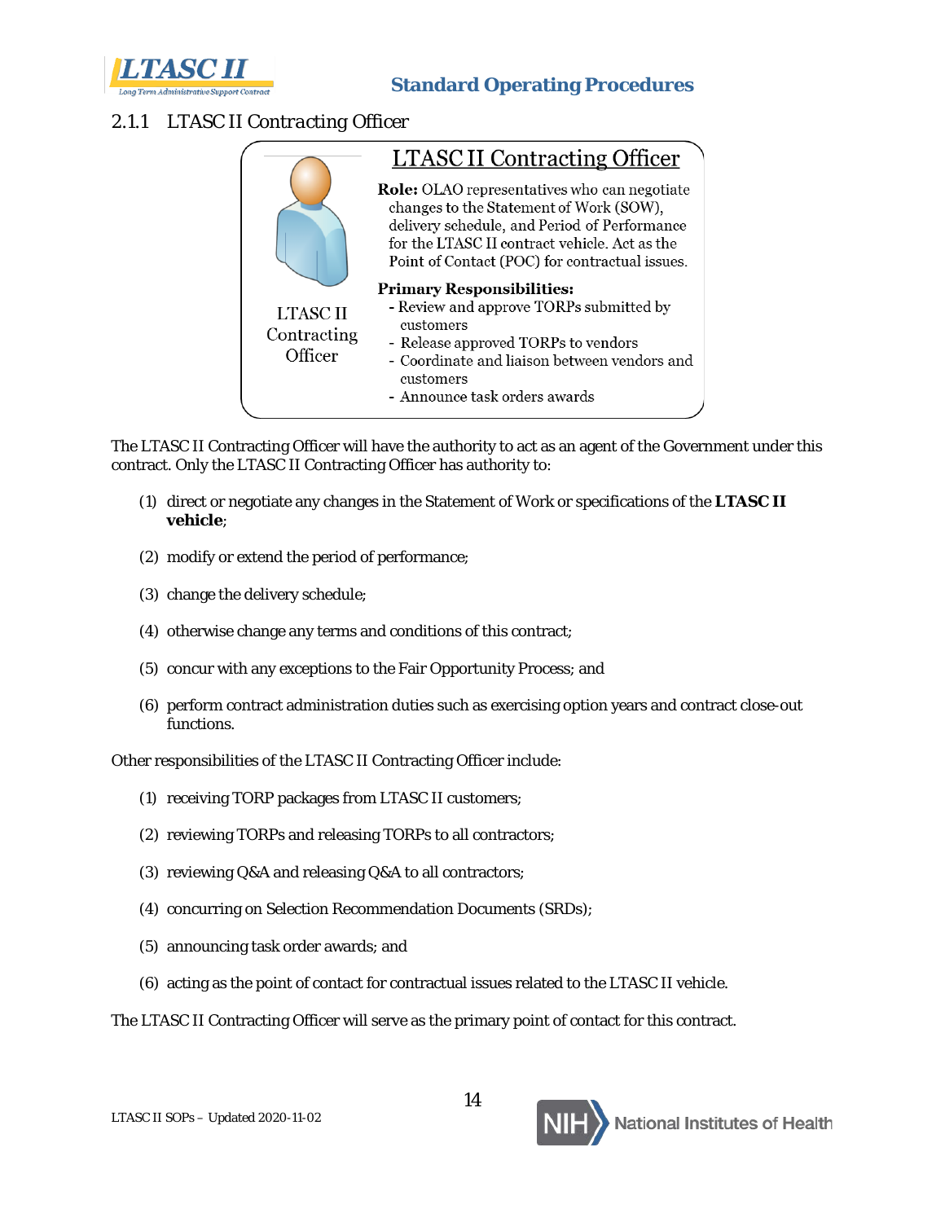### 2.1.1 LTASC II Contracting Officer

**LTASC II Contracting Officer**

LTASC II Contracting Officer

**Role:** OLAO representatives who can negotiate changes to the Statement of Work (SOW), delivery schedule, and Period of Performance for the LTASC II contract vehicle. Act as the Point of Contact (POC) for contractual issues.

**Primary Responsibilities:**

- Review and approve TORPs submitted by customers
- Release approved TORPs to vendors
- Coordinate and liaison between vendors and customers
- Announce task orders awards

The LTASC II Contracting Officer will have the authority to act as an agent of the Government under this contract. Only the LTASC II Contracting Officer has authority to:

(1) direct or negotiate any changes in the Statement of Work or specifications of the **LTASC II vehicle**;

(2) modify or extend the period of performance;

(3) change the delivery schedule;

(4) otherwise change any terms and conditions of this contract;

(5) concur with any exceptions to the Fair Opportunity Process; and

(6) perform contract administration duties such as exercising option years and contract close-out functions.

Other responsibilities of the LTASC II Contracting Officer include:

(1) receiving TORP packages from LTASC II customers;

(2) reviewing TORPs and releasing TORPs to all contractors;

(3) reviewing Q&A and releasing Q&A to all contractors;

(4) concurring on Selection Recommendation Documents (SRDs);

(5) announcing task order awards; and

(6) acting as the point of contact for contractual issues related to the LTASC II vehicle.

The LTASC II Contracting Officer will serve as the primary point of contact for this contract.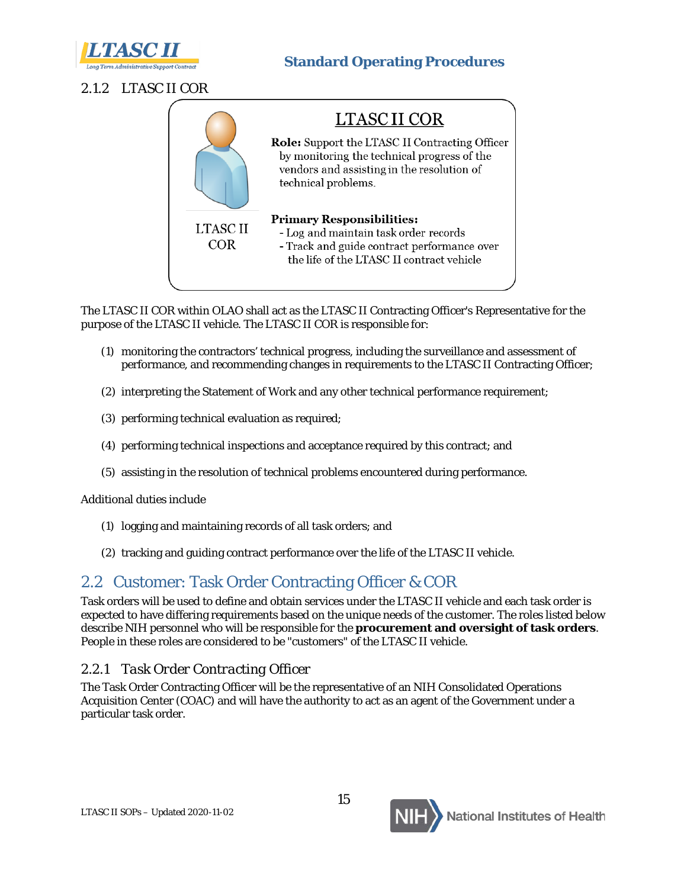### 2.1.2 LTASC II COR

**LTASC II COR**

LTASC II COR

**Role:** Support the LTASC II Contracting Officer by monitoring the technical progress of the vendors and assisting in the resolution of technical problems.

**Primary Responsibilities:**
- Log and maintain task order records
- Track and guide contract performance over the life of the LTASC II contract vehicle

The LTASC II COR within OLAO shall act as the LTASC II Contracting Officer's Representative for the purpose of the LTASC II vehicle. The LTASC II COR is responsible for:

(1) monitoring the contractors' technical progress, including the surveillance and assessment of performance, and recommending changes in requirements to the LTASC II Contracting Officer;

(2) interpreting the Statement of Work and any other technical performance requirement;

(3) performing technical evaluation as required;

(4) performing technical inspections and acceptance required by this contract; and

(5) assisting in the resolution of technical problems encountered during performance.

Additional duties include

(1) logging and maintaining records of all task orders; and

(2) tracking and guiding contract performance over the life of the LTASC II vehicle.

## 2.2 Customer: Task Order Contracting Officer & COR

Task orders will be used to define and obtain services under the LTASC II vehicle and each task order is expected to have differing requirements based on the unique needs of the customer. The roles listed below describe NIH personnel who will be responsible for the **procurement and oversight of task orders**. People in these roles are considered to be "customers" of the LTASC II vehicle.

### 2.2.1 *Task Order Contracting Officer*

The Task Order Contracting Officer will be the representative of an NIH Consolidated Operations Acquisition Center (COAC) and will have the authority to act as an agent of the Government under a particular task order.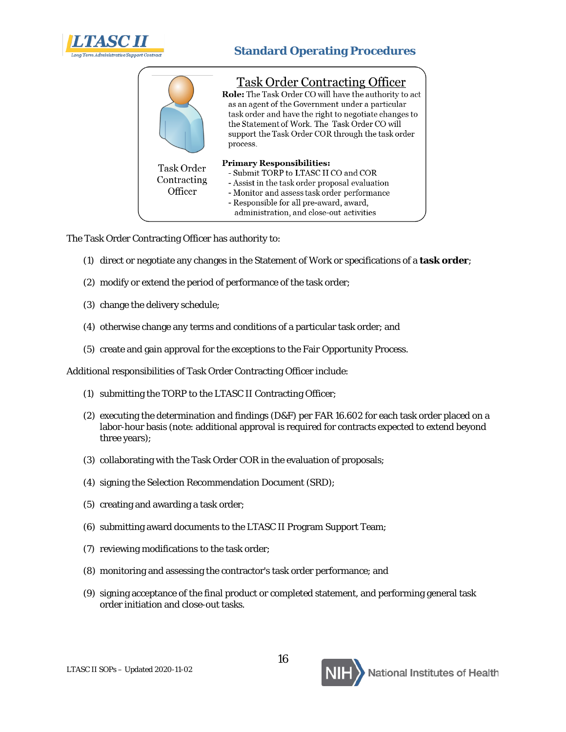## Task Order Contracting Officer

Task Order Contracting Officer

**Role:** The Task Order CO will have the authority to act as an agent of the Government under a particular task order and have the right to negotiate changes to the Statement of Work. The Task Order CO will support the Task Order COR through the task order process.

**Primary Responsibilities:**
- Submit TORP to LTASC II CO and COR
- Assist in the task order proposal evaluation
- Monitor and assess task order performance
- Responsible for all pre-award, award, administration, and close-out activities

The Task Order Contracting Officer has authority to:

(1) direct or negotiate any changes in the Statement of Work or specifications of a **task order**;

(2) modify or extend the period of performance of the task order;

(3) change the delivery schedule;

(4) otherwise change any terms and conditions of a particular task order; and

(5) create and gain approval for the exceptions to the Fair Opportunity Process.

Additional responsibilities of Task Order Contracting Officer include:

(1) submitting the TORP to the LTASC II Contracting Officer;

(2) executing the determination and findings (D&F) per FAR 16.602 for each task order placed on a labor-hour basis (note: additional approval is required for contracts expected to extend beyond three years);

(3) collaborating with the Task Order COR in the evaluation of proposals;

(4) signing the Selection Recommendation Document (SRD);

(5) creating and awarding a task order;

(6) submitting award documents to the LTASC II Program Support Team;

(7) reviewing modifications to the task order;

(8) monitoring and assessing the contractor's task order performance; and

(9) signing acceptance of the final product or completed statement, and performing general task order initiation and close-out tasks.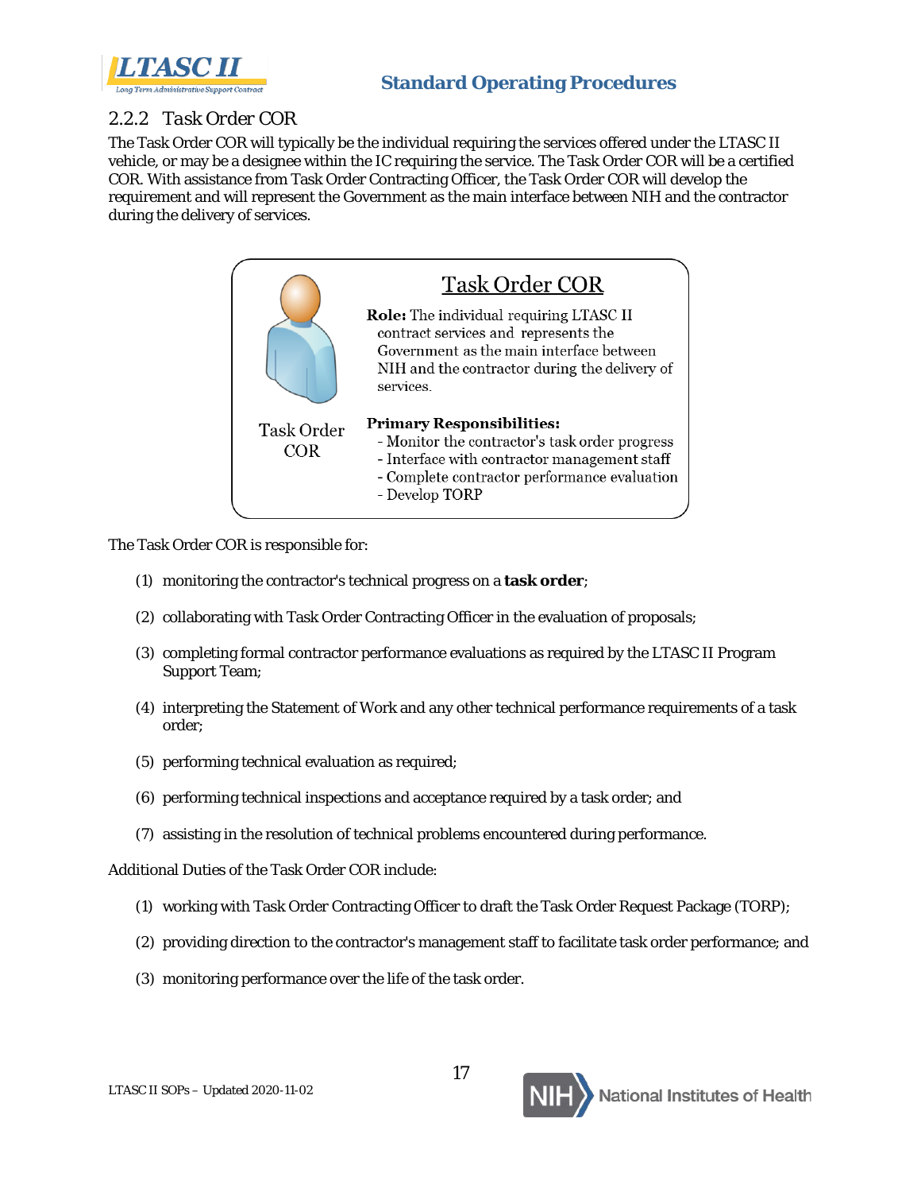### 2.2.2 *Task Order COR*

The Task Order COR will typically be the individual requiring the services offered under the LTASC II vehicle, or may be a designee within the IC requiring the service. The Task Order COR will be a certified COR. With assistance from Task Order Contracting Officer, the Task Order COR will develop the requirement and will represent the Government as the main interface between NIH and the contractor during the delivery of services.

**Task Order COR**

Task Order COR

**Role:** The individual requiring LTASC II contract services and represents the Government as the main interface between NIH and the contractor during the delivery of services.

**Primary Responsibilities:**
- Monitor the contractor's task order progress
- Interface with contractor management staff
- Complete contractor performance evaluation
- Develop TORP

The Task Order COR is responsible for:

(1) monitoring the contractor's technical progress on a **task order**;

(2) collaborating with Task Order Contracting Officer in the evaluation of proposals;

(3) completing formal contractor performance evaluations as required by the LTASC II Program Support Team;

(4) interpreting the Statement of Work and any other technical performance requirements of a task order;

(5) performing technical evaluation as required;

(6) performing technical inspections and acceptance required by a task order; and

(7) assisting in the resolution of technical problems encountered during performance.

Additional Duties of the Task Order COR include:

(1) working with Task Order Contracting Officer to draft the Task Order Request Package (TORP);

(2) providing direction to the contractor's management staff to facilitate task order performance; and

(3) monitoring performance over the life of the task order.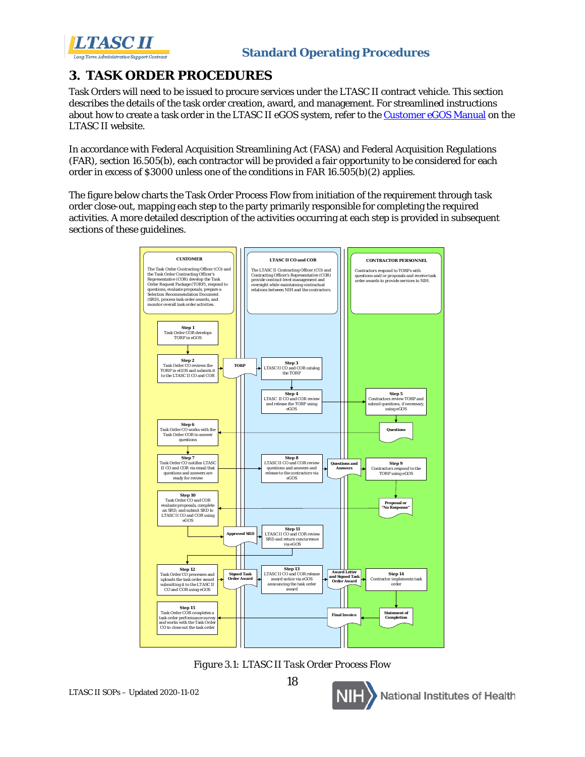# 3. TASK ORDER PROCEDURES

Task Orders will need to be issued to procure services under the LTASC II contract vehicle. This section describes the details of the task order creation, award, and management. For streamlined instructions about how to create a task order in the LTASC II eGOS system, refer to the [Customer eGOS Manual](#) on the LTASC II website.

In accordance with Federal Acquisition Streamlining Act (FASA) and Federal Acquisition Regulations (FAR), section 16.505(b), each contractor will be provided a fair opportunity to be considered for each order in excess of $3000 unless one of the conditions in FAR 16.505(b)(2) applies.

The figure below charts the Task Order Process Flow from initiation of the requirement through task order close-out, mapping each step to the party primarily responsible for completing the required activities. A more detailed description of the activities occurring at each step is provided in subsequent sections of these guidelines.

**CUSTOMER**

The Task Order Contracting Officer (CO) and the Task Order Contracting Officer's Representative (COR) develop the Task Order Request Package (TORP), respond to questions, evaluate proposals, prepare a Selection Recommendation Document (SRD), process task order awards, and monitor overall task order activities.

**LTASC II CO and COR**

The LTASC II Contracting Officer (CO) and Contracting Officer's Representative (COR) provide contract-level management and oversight while maintaining contractual relations between NIH and the contractors.

**CONTRACTOR PERSONNEL**

Contractors respond to TORPs with questions and/or proposals and receive task order awards to provide services to NIH.

**Step 1** Task Order COR develops TORP in eGOS

**Step 2** Task Order CO reviews the TORP in eGOS and submits it to the LTASC II CO and COR

**TORP**

**Step 3** LTASC II CO and COR catalog the TORP

**Step 4** LTASC II CO and COR review and release the TORP using eGOS

**Step 5** Contractors review TORP and submit questions, if necessary, using eGOS

**Questions**

**Step 6** Task Order CO works with the Task Order COR to answer questions

**Step 7** Task Order CO notifies LTASC II CO and COR via email that questions and answers are ready for review

**Step 8** LTASC II CO and COR review questions and answers and release to the contractors via eGOS

**Questions and Answers**

**Step 9** Contractors respond to the TORP using eGOS

**Proposal or "No Response"**

**Step 10** Task Order CO and COR evaluate proposals, complete an SRD, and submit SRD to LTASC II CO and COR using eGOS

**Approved SRD**

**Step 11** LTASC II CO and COR review SRD and return concurrence via eGOS

**Step 12** Task Order CO processes and uploads the task order award submitting it to the LTASC II CO and COR using eGOS

**Signed Task Order Award**

**Step 13** LTASC II CO and COR release award notice via eGOS announcing the task order award

**Award Letter and Signed Task Order Award**

**Step 14** Contractor implements task order

**Statement of Completion**

**Final Invoice**

**Step 15** Task Order COR completes a task order performance survey and works with the Task Order CO to close out the task order

*Figure 3.1: LTASC II Task Order Process Flow*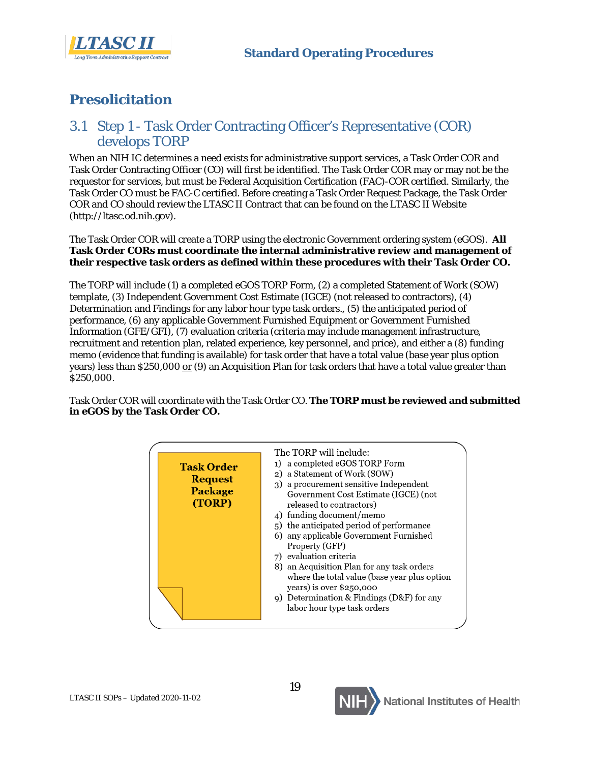# Presolicitation

## 3.1 Step 1 - Task Order Contracting Officer's Representative (COR) develops TORP

When an NIH IC determines a need exists for administrative support services, a Task Order COR and Task Order Contracting Officer (CO) will first be identified. The Task Order COR may or may not be the requestor for services, but must be Federal Acquisition Certification (FAC)-COR certified. Similarly, the Task Order CO must be FAC-C certified. Before creating a Task Order Request Package, the Task Order COR and CO should review the LTASC II Contract that can be found on the LTASC II Website (http://ltasc.od.nih.gov).

The Task Order COR will create a TORP using the electronic Government ordering system (eGOS). **All Task Order CORs must coordinate the internal administrative review and management of their respective task orders as defined within these procedures with their Task Order CO.**

The TORP will include (1) a completed eGOS TORP Form, (2) a completed Statement of Work (SOW) template, (3) Independent Government Cost Estimate (IGCE) (not released to contractors), (4) Determination and Findings for any labor hour type task orders., (5) the anticipated period of performance, (6) any applicable Government Furnished Equipment or Government Furnished Information (GFE/GFI), (7) evaluation criteria (criteria may include management infrastructure, recruitment and retention plan, related experience, key personnel, and price), and either a (8) funding memo (evidence that funding is available) for task order that have a total value (base year plus option years) less than $250,000 <u>or</u> (9) an Acquisition Plan for task orders that have a total value greater than $250,000.

Task Order COR will coordinate with the Task Order CO. **The TORP must be reviewed and submitted in eGOS by the Task Order CO.**

**Task Order Request Package (TORP)**

The TORP will include:

1) a completed eGOS TORP Form
2) a Statement of Work (SOW)
3) a procurement sensitive Independent Government Cost Estimate (IGCE) (not released to contractors)
4) funding document/memo
5) the anticipated period of performance
6) any applicable Government Furnished Property (GFP)
7) evaluation criteria
8) an Acquisition Plan for any task orders where the total value (base year plus option years) is over $250,000
9) Determination & Findings (D&F) for any labor hour type task orders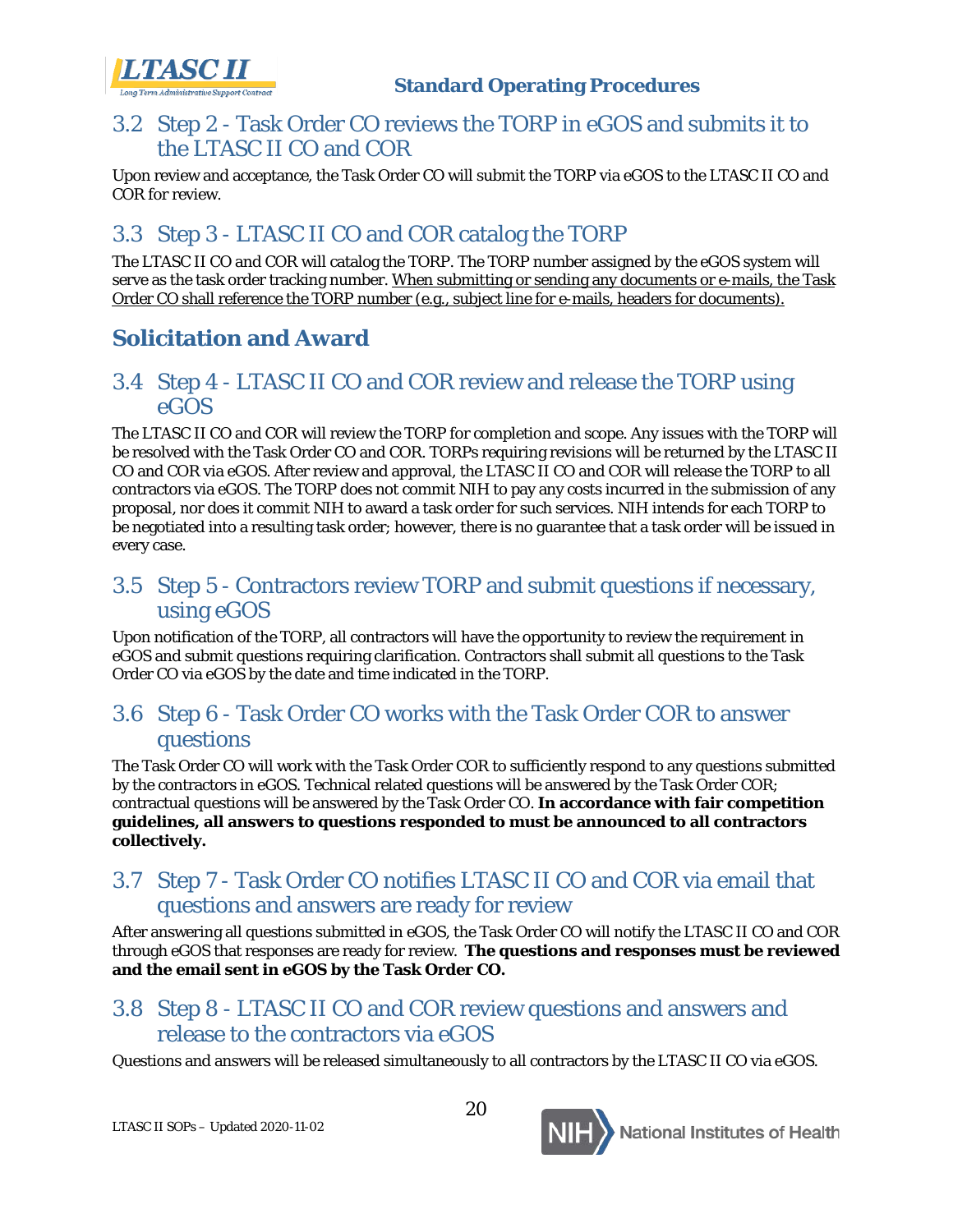## 3.2 Step 2 - Task Order CO reviews the TORP in eGOS and submits it to the LTASC II CO and COR

Upon review and acceptance, the Task Order CO will submit the TORP via eGOS to the LTASC II CO and COR for review.

## 3.3 Step 3 - LTASC II CO and COR catalog the TORP

The LTASC II CO and COR will catalog the TORP. The TORP number assigned by the eGOS system will serve as the task order tracking number. <u>When submitting or sending any documents or e-mails, the Task Order CO shall reference the TORP number (e.g., subject line for e-mails, headers for documents).</u>

# Solicitation and Award

## 3.4 Step 4 - LTASC II CO and COR review and release the TORP using eGOS

The LTASC II CO and COR will review the TORP for completion and scope. Any issues with the TORP will be resolved with the Task Order CO and COR. TORPs requiring revisions will be returned by the LTASC II CO and COR via eGOS. After review and approval, the LTASC II CO and COR will release the TORP to all contractors via eGOS. The TORP does not commit NIH to pay any costs incurred in the submission of any proposal, nor does it commit NIH to award a task order for such services. NIH intends for each TORP to be negotiated into a resulting task order; however, there is no guarantee that a task order will be issued in every case.

## 3.5 Step 5 - Contractors review TORP and submit questions if necessary, using eGOS

Upon notification of the TORP, all contractors will have the opportunity to review the requirement in eGOS and submit questions requiring clarification. Contractors shall submit all questions to the Task Order CO via eGOS by the date and time indicated in the TORP.

## 3.6 Step 6 - Task Order CO works with the Task Order COR to answer questions

The Task Order CO will work with the Task Order COR to sufficiently respond to any questions submitted by the contractors in eGOS. Technical related questions will be answered by the Task Order COR; contractual questions will be answered by the Task Order CO. **In accordance with fair competition guidelines, all answers to questions responded to must be announced to all contractors collectively.**

## 3.7 Step 7 - Task Order CO notifies LTASC II CO and COR via email that questions and answers are ready for review

After answering all questions submitted in eGOS, the Task Order CO will notify the LTASC II CO and COR through eGOS that responses are ready for review. **The questions and responses must be reviewed and the email sent in eGOS by the Task Order CO.**

## 3.8 Step 8 - LTASC II CO and COR review questions and answers and release to the contractors via eGOS

Questions and answers will be released simultaneously to all contractors by the LTASC II CO via eGOS.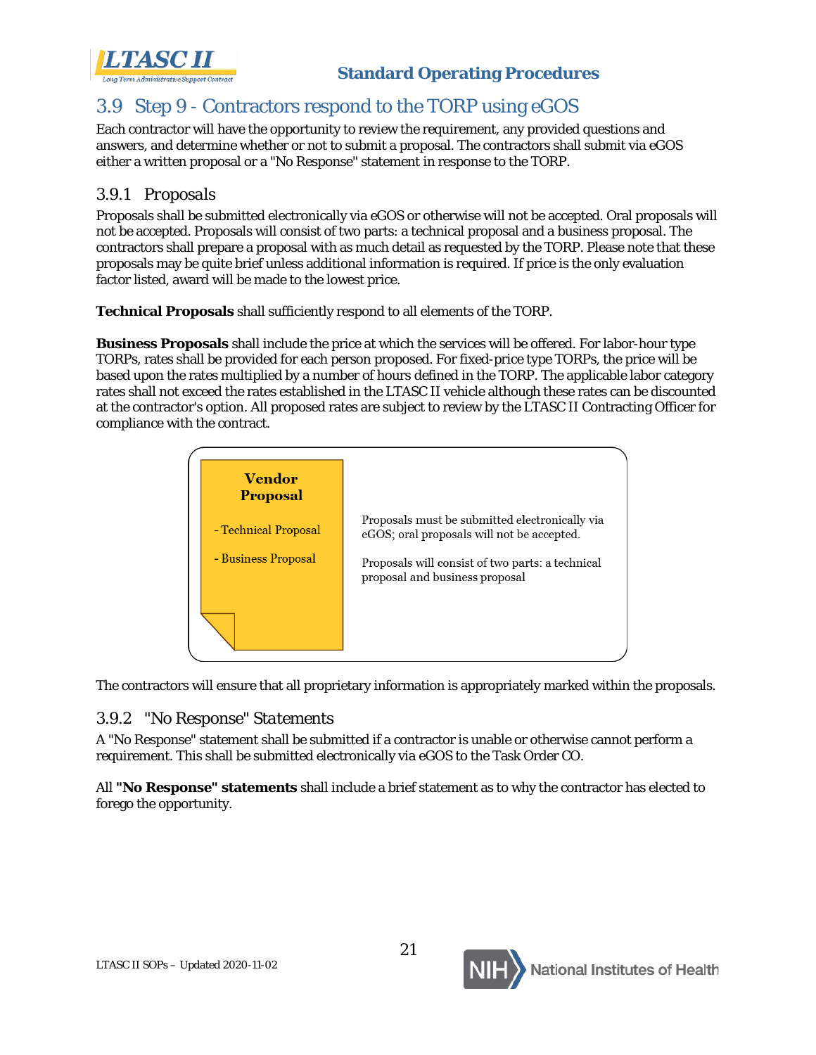## 3.9 Step 9 - Contractors respond to the TORP using eGOS

Each contractor will have the opportunity to review the requirement, any provided questions and answers, and determine whether or not to submit a proposal. The contractors shall submit via eGOS either a written proposal or a "No Response" statement in response to the TORP.

### 3.9.1 Proposals

Proposals shall be submitted electronically via eGOS or otherwise will not be accepted. Oral proposals will not be accepted. Proposals will consist of two parts: a technical proposal and a business proposal. The contractors shall prepare a proposal with as much detail as requested by the TORP. Please note that these proposals may be quite brief unless additional information is required. If price is the only evaluation factor listed, award will be made to the lowest price.

**Technical Proposals** shall sufficiently respond to all elements of the TORP.

**Business Proposals** shall include the price at which the services will be offered. For labor-hour type TORPs, rates shall be provided for each person proposed. For fixed-price type TORPs, the price will be based upon the rates multiplied by a number of hours defined in the TORP. The applicable labor category rates shall not exceed the rates established in the LTASC II vehicle although these rates can be discounted at the contractor's option. All proposed rates are subject to review by the LTASC II Contracting Officer for compliance with the contract.

**Vendor Proposal**

- Technical Proposal
- Business Proposal

Proposals must be submitted electronically via eGOS; oral proposals will not be accepted.

Proposals will consist of two parts: a technical proposal and business proposal

The contractors will ensure that all proprietary information is appropriately marked within the proposals.

### 3.9.2 "No Response" Statements

A "No Response" statement shall be submitted if a contractor is unable or otherwise cannot perform a requirement. This shall be submitted electronically via eGOS to the Task Order CO.

All **"No Response" statements** shall include a brief statement as to why the contractor has elected to forego the opportunity.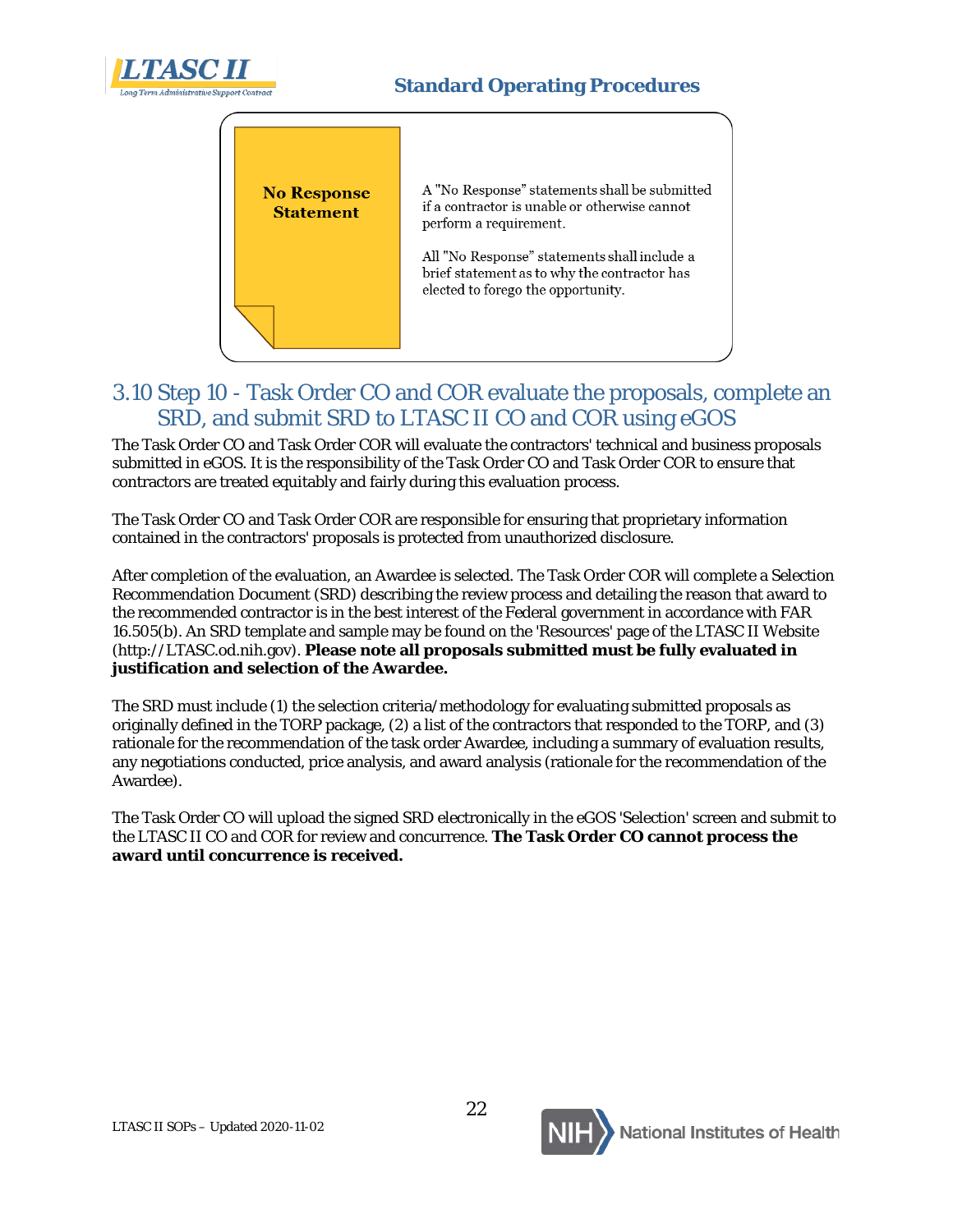**No Response Statement**

A "No Response" statements shall be submitted if a contractor is unable or otherwise cannot perform a requirement.

All "No Response" statements shall include a brief statement as to why the contractor has elected to forego the opportunity.

## 3.10 Step 10 - Task Order CO and COR evaluate the proposals, complete an SRD, and submit SRD to LTASC II CO and COR using eGOS

The Task Order CO and Task Order COR will evaluate the contractors' technical and business proposals submitted in eGOS. It is the responsibility of the Task Order CO and Task Order COR to ensure that contractors are treated equitably and fairly during this evaluation process.

The Task Order CO and Task Order COR are responsible for ensuring that proprietary information contained in the contractors' proposals is protected from unauthorized disclosure.

After completion of the evaluation, an Awardee is selected. The Task Order COR will complete a Selection Recommendation Document (SRD) describing the review process and detailing the reason that award to the recommended contractor is in the best interest of the Federal government in accordance with FAR 16.505(b). An SRD template and sample may be found on the 'Resources' page of the LTASC II Website (http://LTASC.od.nih.gov). **Please note all proposals submitted must be fully evaluated in justification and selection of the Awardee.**

The SRD must include (1) the selection criteria/methodology for evaluating submitted proposals as originally defined in the TORP package, (2) a list of the contractors that responded to the TORP, and (3) rationale for the recommendation of the task order Awardee, including a summary of evaluation results, any negotiations conducted, price analysis, and award analysis (rationale for the recommendation of the Awardee).

The Task Order CO will upload the signed SRD electronically in the eGOS 'Selection' screen and submit to the LTASC II CO and COR for review and concurrence. **The Task Order CO cannot process the award until concurrence is received.**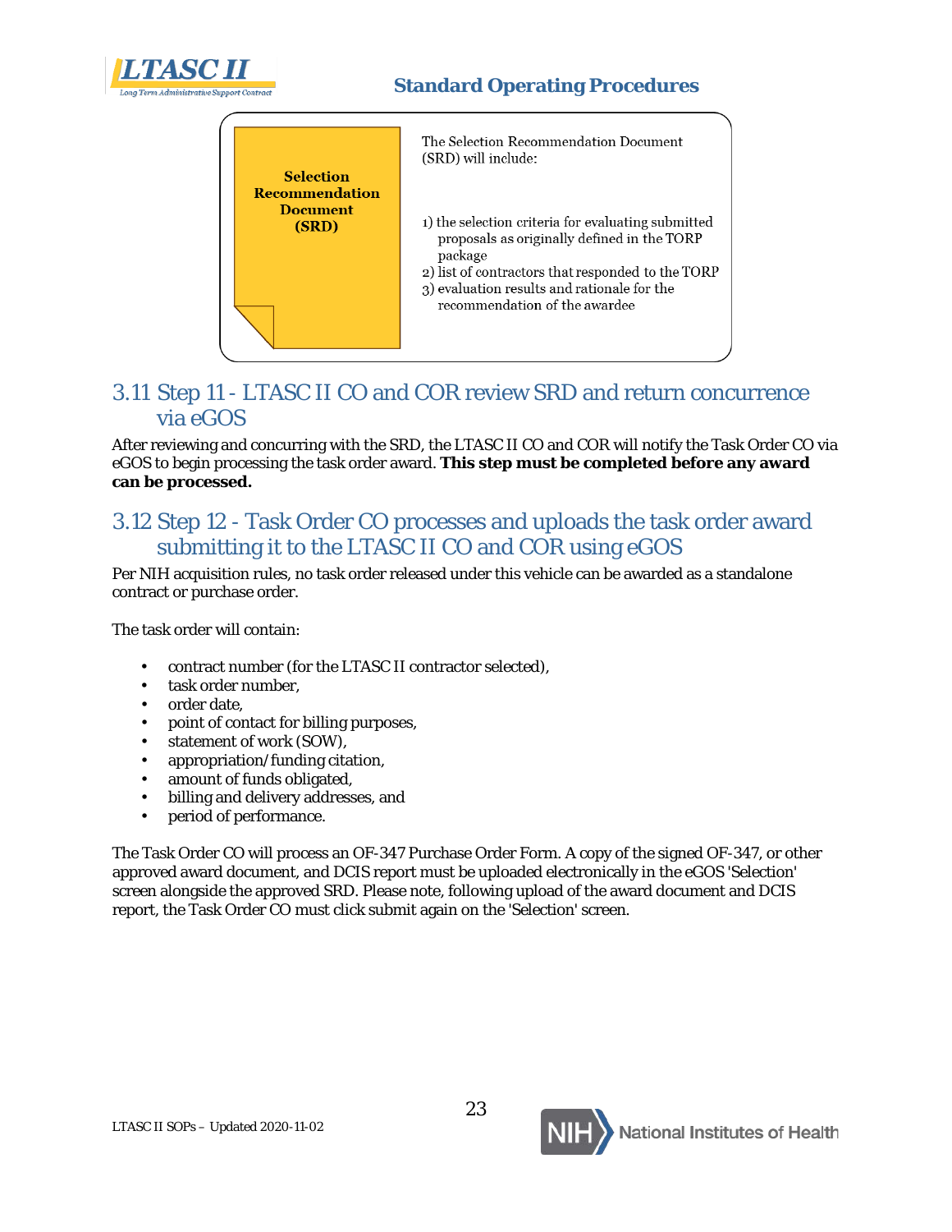**Selection Recommendation Document (SRD)**

The Selection Recommendation Document (SRD) will include:

1) the selection criteria for evaluating submitted proposals as originally defined in the TORP package
2) list of contractors that responded to the TORP
3) evaluation results and rationale for the recommendation of the awardee

## 3.11 Step 11 - LTASC II CO and COR review SRD and return concurrence via eGOS

After reviewing and concurring with the SRD, the LTASC II CO and COR will notify the Task Order CO via eGOS to begin processing the task order award. **This step must be completed before any award can be processed.**

## 3.12 Step 12 - Task Order CO processes and uploads the task order award submitting it to the LTASC II CO and COR using eGOS

Per NIH acquisition rules, no task order released under this vehicle can be awarded as a standalone contract or purchase order.

The task order will contain:

- contract number (for the LTASC II contractor selected),
- task order number,
- order date,
- point of contact for billing purposes,
- statement of work (SOW),
- appropriation/funding citation,
- amount of funds obligated,
- billing and delivery addresses, and
- period of performance.

The Task Order CO will process an OF-347 Purchase Order Form. A copy of the signed OF-347, or other approved award document, and DCIS report must be uploaded electronically in the eGOS 'Selection' screen alongside the approved SRD. Please note, following upload of the award document and DCIS report, the Task Order CO must click submit again on the 'Selection' screen.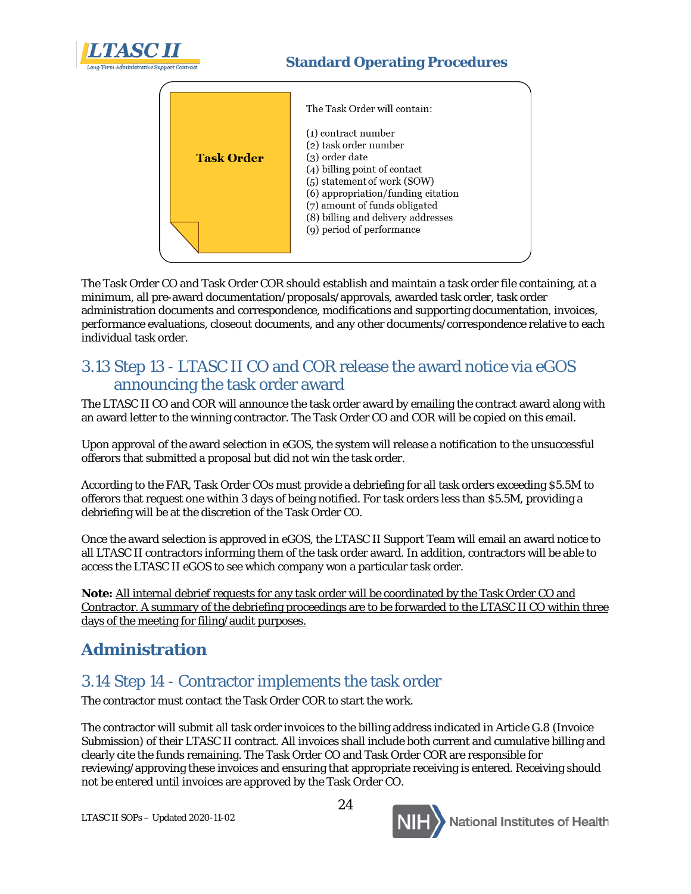**Task Order**

The Task Order will contain:

(1) contract number
(2) task order number
(3) order date
(4) billing point of contact
(5) statement of work (SOW)
(6) appropriation/funding citation
(7) amount of funds obligated
(8) billing and delivery addresses
(9) period of performance

The Task Order CO and Task Order COR should establish and maintain a task order file containing, at a minimum, all pre-award documentation/proposals/approvals, awarded task order, task order administration documents and correspondence, modifications and supporting documentation, invoices, performance evaluations, closeout documents, and any other documents/correspondence relative to each individual task order.

## 3.13 Step 13 - LTASC II CO and COR release the award notice via eGOS announcing the task order award

The LTASC II CO and COR will announce the task order award by emailing the contract award along with an award letter to the winning contractor. The Task Order CO and COR will be copied on this email.

Upon approval of the award selection in eGOS, the system will release a notification to the unsuccessful offerors that submitted a proposal but did not win the task order.

According to the FAR, Task Order COs must provide a debriefing for all task orders exceeding $5.5M to offerors that request one within 3 days of being notified. For task orders less than $5.5M, providing a debriefing will be at the discretion of the Task Order CO.

Once the award selection is approved in eGOS, the LTASC II Support Team will email an award notice to all LTASC II contractors informing them of the task order award. In addition, contractors will be able to access the LTASC II eGOS to see which company won a particular task order.

**Note:** <u>All internal debrief requests for any task order will be coordinated by the Task Order CO and Contractor. A summary of the debriefing proceedings are to be forwarded to the LTASC II CO within three days of the meeting for filing/audit purposes.</u>

# Administration

## 3.14 Step 14 - Contractor implements the task order

The contractor must contact the Task Order COR to start the work.

The contractor will submit all task order invoices to the billing address indicated in Article G.8 (Invoice Submission) of their LTASC II contract. All invoices shall include both current and cumulative billing and clearly cite the funds remaining. The Task Order CO and Task Order COR are responsible for reviewing/approving these invoices and ensuring that appropriate receiving is entered. Receiving should not be entered until invoices are approved by the Task Order CO.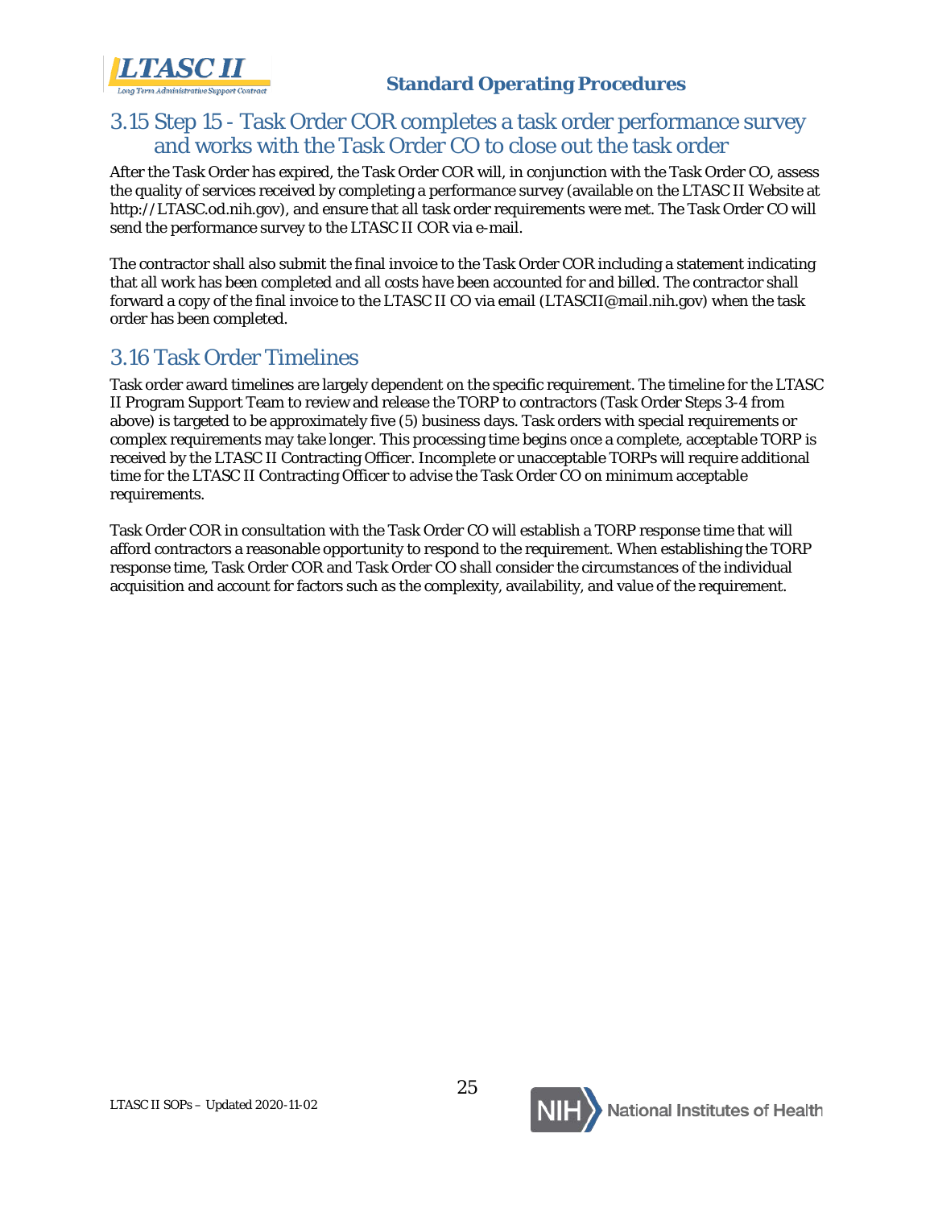## 3.15 Step 15 - Task Order COR completes a task order performance survey and works with the Task Order CO to close out the task order

After the Task Order has expired, the Task Order COR will, in conjunction with the Task Order CO, assess the quality of services received by completing a performance survey (available on the LTASC II Website at http://LTASC.od.nih.gov), and ensure that all task order requirements were met. The Task Order CO will send the performance survey to the LTASC II COR via e-mail.

The contractor shall also submit the final invoice to the Task Order COR including a statement indicating that all work has been completed and all costs have been accounted for and billed. The contractor shall forward a copy of the final invoice to the LTASC II CO via email (LTASCII@mail.nih.gov) when the task order has been completed.

## 3.16 Task Order Timelines

Task order award timelines are largely dependent on the specific requirement. The timeline for the LTASC II Program Support Team to review and release the TORP to contractors (Task Order Steps 3-4 from above) is targeted to be approximately five (5) business days. Task orders with special requirements or complex requirements may take longer. This processing time begins once a complete, acceptable TORP is received by the LTASC II Contracting Officer. Incomplete or unacceptable TORPs will require additional time for the LTASC II Contracting Officer to advise the Task Order CO on minimum acceptable requirements.

Task Order COR in consultation with the Task Order CO will establish a TORP response time that will afford contractors a reasonable opportunity to respond to the requirement. When establishing the TORP response time, Task Order COR and Task Order CO shall consider the circumstances of the individual acquisition and account for factors such as the complexity, availability, and value of the requirement.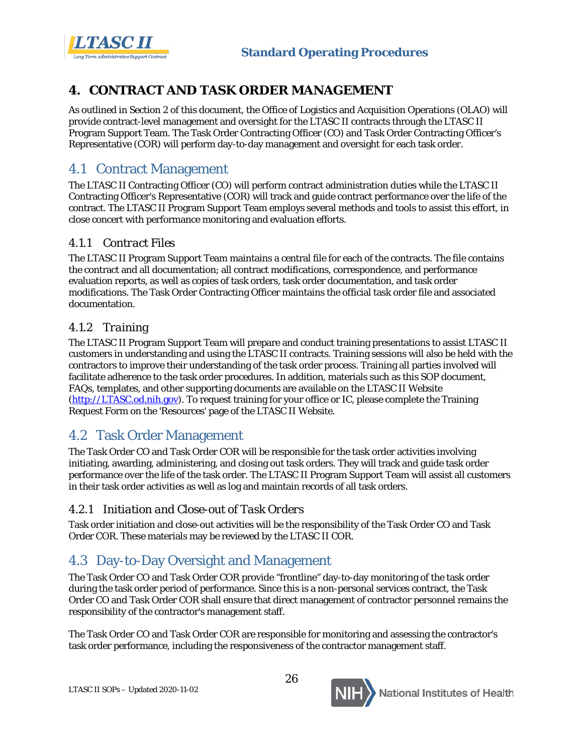# 4. CONTRACT AND TASK ORDER MANAGEMENT

As outlined in Section 2 of this document, the Office of Logistics and Acquisition Operations (OLAO) will provide contract-level management and oversight for the LTASC II contracts through the LTASC II Program Support Team. The Task Order Contracting Officer (CO) and Task Order Contracting Officer's Representative (COR) will perform day-to-day management and oversight for each task order.

## 4.1 Contract Management

The LTASC II Contracting Officer (CO) will perform contract administration duties while the LTASC II Contracting Officer's Representative (COR) will track and guide contract performance over the life of the contract. The LTASC II Program Support Team employs several methods and tools to assist this effort, in close concert with performance monitoring and evaluation efforts.

### *4.1.1 Contract Files*

The LTASC II Program Support Team maintains a central file for each of the contracts. The file contains the contract and all documentation; all contract modifications, correspondence, and performance evaluation reports, as well as copies of task orders, task order documentation, and task order modifications. The Task Order Contracting Officer maintains the official task order file and associated documentation.

### *4.1.2 Training*

The LTASC II Program Support Team will prepare and conduct training presentations to assist LTASC II customers in understanding and using the LTASC II contracts. Training sessions will also be held with the contractors to improve their understanding of the task order process. Training all parties involved will facilitate adherence to the task order procedures. In addition, materials such as this SOP document, FAQs, templates, and other supporting documents are available on the LTASC II Website ([http://LTASC.od.nih.gov](http://LTASC.od.nih.gov)). To request training for your office or IC, please complete the Training Request Form on the 'Resources' page of the LTASC II Website.

## 4.2 Task Order Management

The Task Order CO and Task Order COR will be responsible for the task order activities involving initiating, awarding, administering, and closing out task orders. They will track and guide task order performance over the life of the task order. The LTASC II Program Support Team will assist all customers in their task order activities as well as log and maintain records of all task orders.

### *4.2.1 Initiation and Close-out of Task Orders*

Task order initiation and close-out activities will be the responsibility of the Task Order CO and Task Order COR. These materials may be reviewed by the LTASC II COR.

## 4.3 Day-to-Day Oversight and Management

The Task Order CO and Task Order COR provide "frontline" day-to-day monitoring of the task order during the task order period of performance. Since this is a non-personal services contract, the Task Order CO and Task Order COR shall ensure that direct management of contractor personnel remains the responsibility of the contractor's management staff.

The Task Order CO and Task Order COR are responsible for monitoring and assessing the contractor's task order performance, including the responsiveness of the contractor management staff.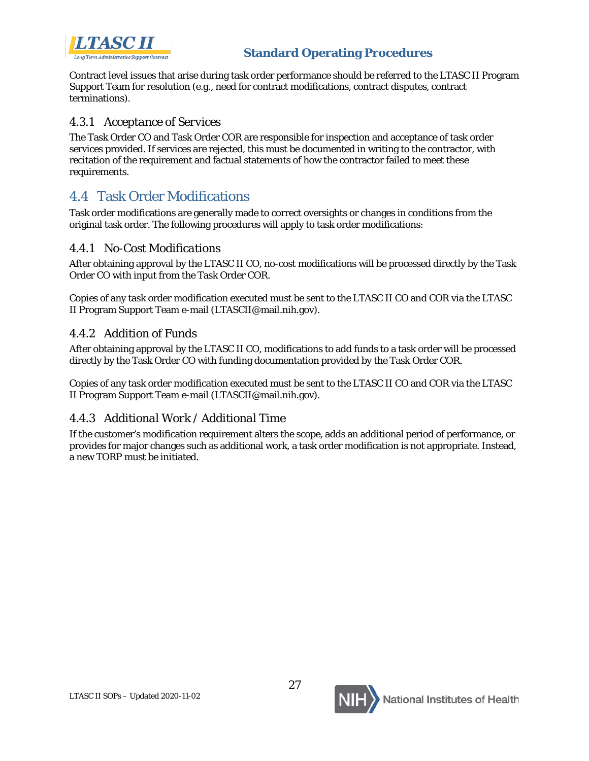Contract level issues that arise during task order performance should be referred to the LTASC II Program Support Team for resolution (e.g., need for contract modifications, contract disputes, contract terminations).

### 4.3.1 Acceptance of Services

The Task Order CO and Task Order COR are responsible for inspection and acceptance of task order services provided. If services are rejected, this must be documented in writing to the contractor, with recitation of the requirement and factual statements of how the contractor failed to meet these requirements.

## 4.4 Task Order Modifications

Task order modifications are generally made to correct oversights or changes in conditions from the original task order. The following procedures will apply to task order modifications:

### 4.4.1 No-Cost Modifications

After obtaining approval by the LTASC II CO, no-cost modifications will be processed directly by the Task Order CO with input from the Task Order COR.

Copies of any task order modification executed must be sent to the LTASC II CO and COR via the LTASC II Program Support Team e-mail (LTASCII@mail.nih.gov).

### 4.4.2 Addition of Funds

After obtaining approval by the LTASC II CO, modifications to add funds to a task order will be processed directly by the Task Order CO with funding documentation provided by the Task Order COR.

Copies of any task order modification executed must be sent to the LTASC II CO and COR via the LTASC II Program Support Team e-mail (LTASCII@mail.nih.gov).

### 4.4.3 Additional Work / Additional Time

If the customer's modification requirement alters the scope, adds an additional period of performance, or provides for major changes such as additional work, a task order modification is not appropriate. Instead, a new TORP must be initiated.